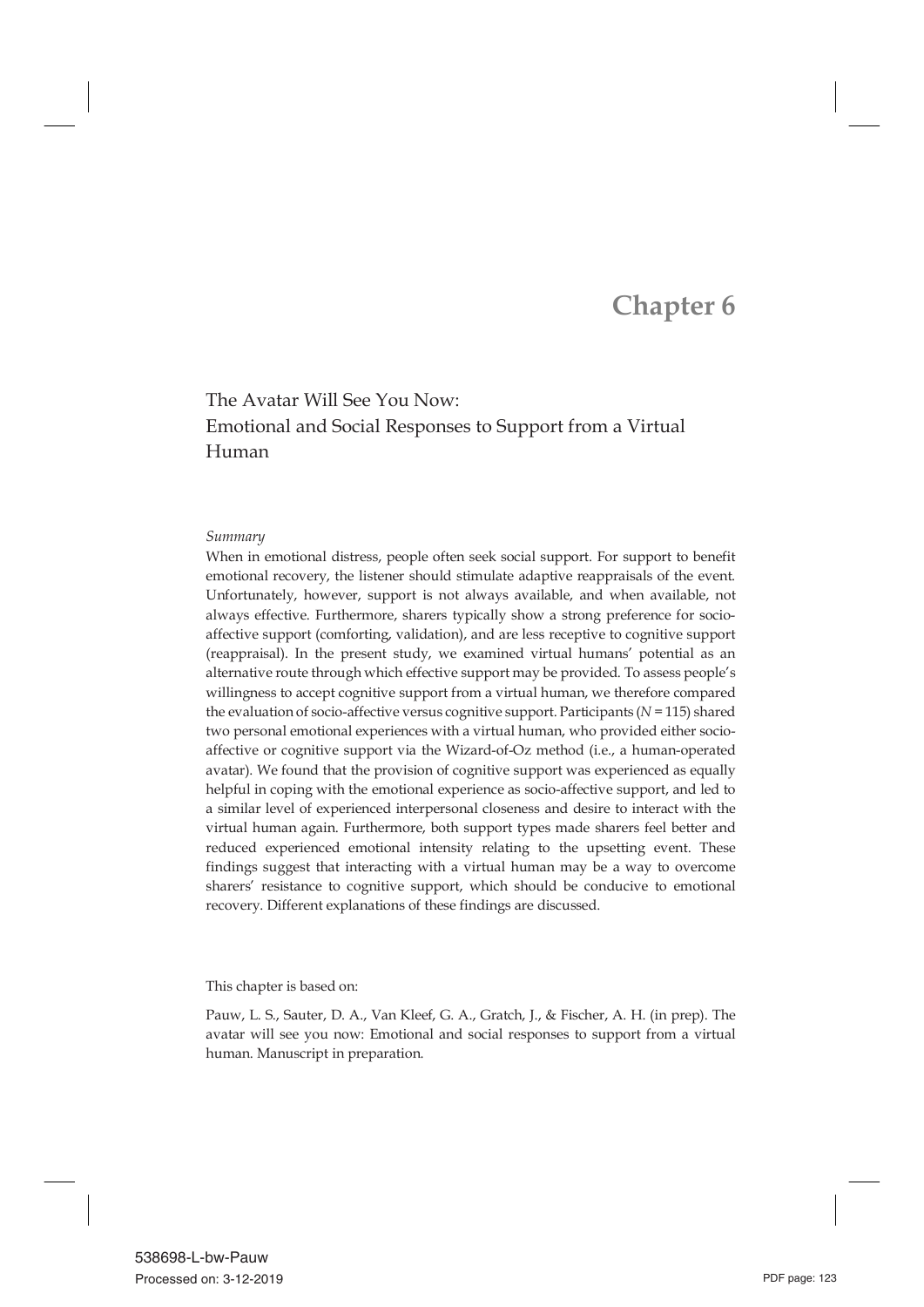# Chapter 6

## The Avatar Will See You Now: Emotional and Social Responses to Support from a Virtual Human

*Summary*

When in emotional distress, people often seek social support. For support to benefit emotional recovery, the listener should stimulate adaptive reappraisals of the event. Unfortunately, however, support is not always available, and when available, not always effective. Furthermore, sharers typically show a strong preference for socio-affective support (comforting, validation), and are less receptive to cognitive support (reappraisal). In the present study, we examined virtual humans' potential as an alternative route through which effective support may be provided. To assess people's willingness to accept cognitive support from a virtual human, we therefore compared the evaluation of socio-affective versus cognitive support. Participants ($N = 115$) shared two personal emotional experiences with a virtual human, who provided either socio-affective or cognitive support via the Wizard-of-Oz method (i.e., a human-operated avatar). We found that the provision of cognitive support was experienced as equally helpful in coping with the emotional experience as socio-affective support, and led to a similar level of experienced interpersonal closeness and desire to interact with the virtual human again. Furthermore, both support types made sharers feel better and reduced experienced emotional intensity relating to the upsetting event. These findings suggest that interacting with a virtual human may be a way to overcome sharers' resistance to cognitive support, which should be conducive to emotional recovery. Different explanations of these findings are discussed.

This chapter is based on:

Pauw, L. S., Sauter, D. A., Van Kleef, G. A., Gratch, J., & Fischer, A. H. (in prep). The avatar will see you now: Emotional and social responses to support from a virtual human. Manuscript in preparation.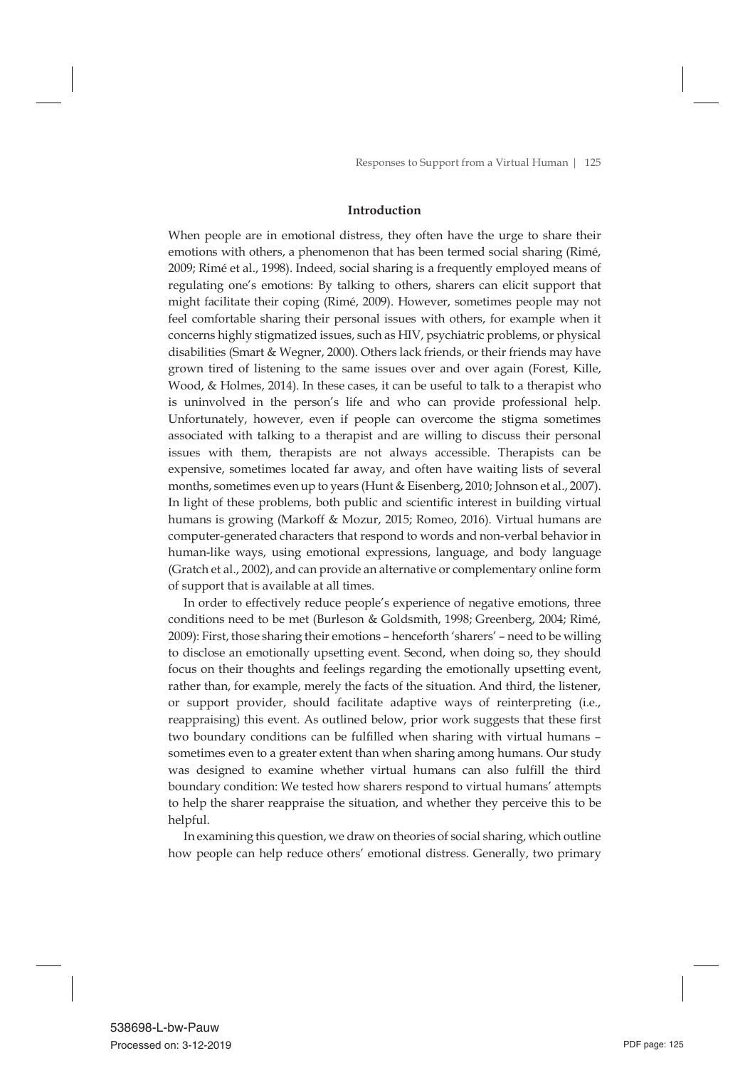## Introduction

When people are in emotional distress, they often have the urge to share their emotions with others, a phenomenon that has been termed social sharing (Rimé, 2009; Rimé et al., 1998). Indeed, social sharing is a frequently employed means of regulating one's emotions: By talking to others, sharers can elicit support that might facilitate their coping (Rimé, 2009). However, sometimes people may not feel comfortable sharing their personal issues with others, for example when it concerns highly stigmatized issues, such as HIV, psychiatric problems, or physical disabilities (Smart & Wegner, 2000). Others lack friends, or their friends may have grown tired of listening to the same issues over and over again (Forest, Kille, Wood, & Holmes, 2014). In these cases, it can be useful to talk to a therapist who is uninvolved in the person's life and who can provide professional help. Unfortunately, however, even if people can overcome the stigma sometimes associated with talking to a therapist and are willing to discuss their personal issues with them, therapists are not always accessible. Therapists can be expensive, sometimes located far away, and often have waiting lists of several months, sometimes even up to years (Hunt & Eisenberg, 2010; Johnson et al., 2007). In light of these problems, both public and scientific interest in building virtual humans is growing (Markoff & Mozur, 2015; Romeo, 2016). Virtual humans are computer-generated characters that respond to words and non-verbal behavior in human-like ways, using emotional expressions, language, and body language (Gratch et al., 2002), and can provide an alternative or complementary online form of support that is available at all times.

In order to effectively reduce people's experience of negative emotions, three conditions need to be met (Burleson & Goldsmith, 1998; Greenberg, 2004; Rimé, 2009): First, those sharing their emotions – henceforth 'sharers' – need to be willing to disclose an emotionally upsetting event. Second, when doing so, they should focus on their thoughts and feelings regarding the emotionally upsetting event, rather than, for example, merely the facts of the situation. And third, the listener, or support provider, should facilitate adaptive ways of reinterpreting (i.e., reappraising) this event. As outlined below, prior work suggests that these first two boundary conditions can be fulfilled when sharing with virtual humans – sometimes even to a greater extent than when sharing among humans. Our study was designed to examine whether virtual humans can also fulfill the third boundary condition: We tested how sharers respond to virtual humans' attempts to help the sharer reappraise the situation, and whether they perceive this to be helpful.

In examining this question, we draw on theories of social sharing, which outline how people can help reduce others' emotional distress. Generally, two primary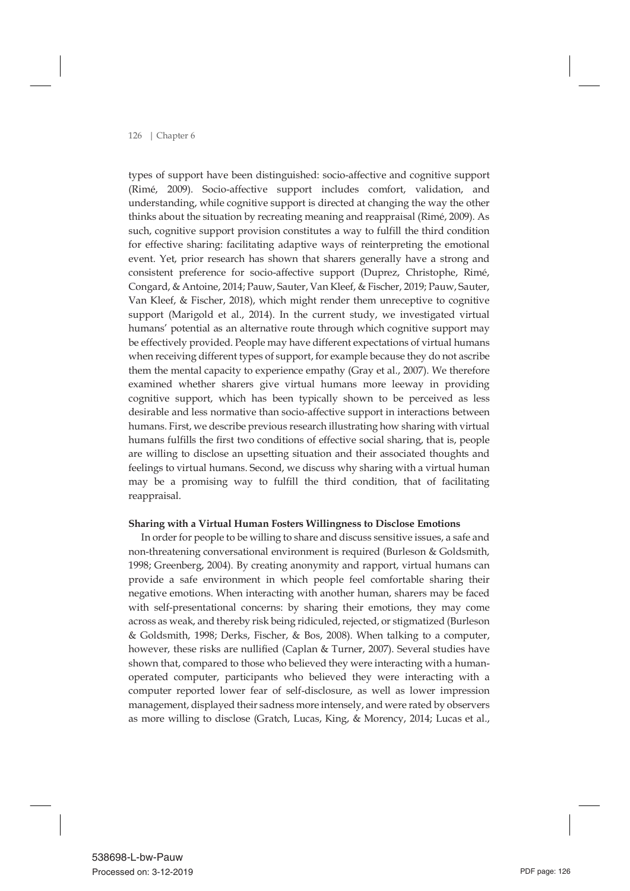types of support have been distinguished: socio-affective and cognitive support (Rimé, 2009). Socio-affective support includes comfort, validation, and understanding, while cognitive support is directed at changing the way the other thinks about the situation by recreating meaning and reappraisal (Rimé, 2009). As such, cognitive support provision constitutes a way to fulfill the third condition for effective sharing: facilitating adaptive ways of reinterpreting the emotional event. Yet, prior research has shown that sharers generally have a strong and consistent preference for socio-affective support (Duprez, Christophe, Rimé, Congard, & Antoine, 2014; Pauw, Sauter, Van Kleef, & Fischer, 2019; Pauw, Sauter, Van Kleef, & Fischer, 2018), which might render them unreceptive to cognitive support (Marigold et al., 2014). In the current study, we investigated virtual humans' potential as an alternative route through which cognitive support may be effectively provided. People may have different expectations of virtual humans when receiving different types of support, for example because they do not ascribe them the mental capacity to experience empathy (Gray et al., 2007). We therefore examined whether sharers give virtual humans more leeway in providing cognitive support, which has been typically shown to be perceived as less desirable and less normative than socio-affective support in interactions between humans. First, we describe previous research illustrating how sharing with virtual humans fulfills the first two conditions of effective social sharing, that is, people are willing to disclose an upsetting situation and their associated thoughts and feelings to virtual humans. Second, we discuss why sharing with a virtual human may be a promising way to fulfill the third condition, that of facilitating reappraisal.

**Sharing with a Virtual Human Fosters Willingness to Disclose Emotions**

In order for people to be willing to share and discuss sensitive issues, a safe and non-threatening conversational environment is required (Burleson & Goldsmith, 1998; Greenberg, 2004). By creating anonymity and rapport, virtual humans can provide a safe environment in which people feel comfortable sharing their negative emotions. When interacting with another human, sharers may be faced with self-presentational concerns: by sharing their emotions, they may come across as weak, and thereby risk being ridiculed, rejected, or stigmatized (Burleson & Goldsmith, 1998; Derks, Fischer, & Bos, 2008). When talking to a computer, however, these risks are nullified (Caplan & Turner, 2007). Several studies have shown that, compared to those who believed they were interacting with a human-operated computer, participants who believed they were interacting with a computer reported lower fear of self-disclosure, as well as lower impression management, displayed their sadness more intensely, and were rated by observers as more willing to disclose (Gratch, Lucas, King, & Morency, 2014; Lucas et al.,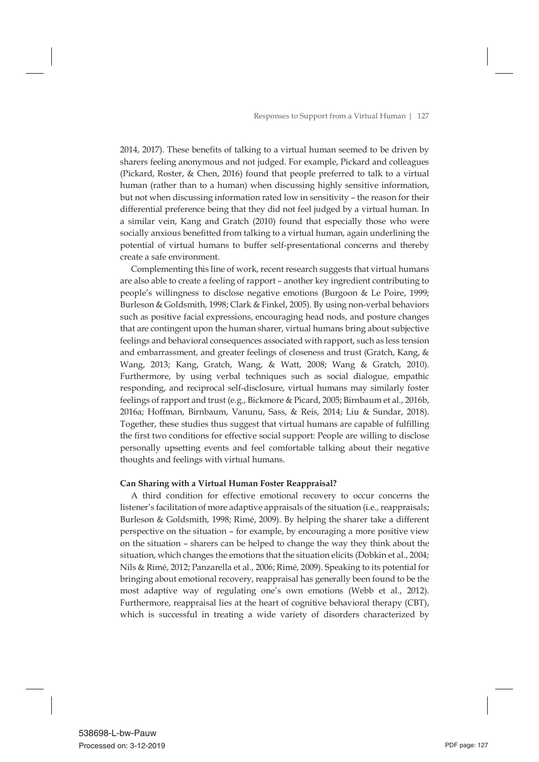2014, 2017). These benefits of talking to a virtual human seemed to be driven by sharers feeling anonymous and not judged. For example, Pickard and colleagues (Pickard, Roster, & Chen, 2016) found that people preferred to talk to a virtual human (rather than to a human) when discussing highly sensitive information, but not when discussing information rated low in sensitivity – the reason for their differential preference being that they did not feel judged by a virtual human. In a similar vein, Kang and Gratch (2010) found that especially those who were socially anxious benefitted from talking to a virtual human, again underlining the potential of virtual humans to buffer self-presentational concerns and thereby create a safe environment.

Complementing this line of work, recent research suggests that virtual humans are also able to create a feeling of rapport – another key ingredient contributing to people's willingness to disclose negative emotions (Burgoon & Le Poire, 1999; Burleson & Goldsmith, 1998; Clark & Finkel, 2005). By using non-verbal behaviors such as positive facial expressions, encouraging head nods, and posture changes that are contingent upon the human sharer, virtual humans bring about subjective feelings and behavioral consequences associated with rapport, such as less tension and embarrassment, and greater feelings of closeness and trust (Gratch, Kang, & Wang, 2013; Kang, Gratch, Wang, & Watt, 2008; Wang & Gratch, 2010). Furthermore, by using verbal techniques such as social dialogue, empathic responding, and reciprocal self-disclosure, virtual humans may similarly foster feelings of rapport and trust (e.g., Bickmore & Picard, 2005; Birnbaum et al., 2016b, 2016a; Hoffman, Birnbaum, Vanunu, Sass, & Reis, 2014; Liu & Sundar, 2018). Together, these studies thus suggest that virtual humans are capable of fulfilling the first two conditions for effective social support: People are willing to disclose personally upsetting events and feel comfortable talking about their negative thoughts and feelings with virtual humans.

**Can Sharing with a Virtual Human Foster Reappraisal?**

A third condition for effective emotional recovery to occur concerns the listener's facilitation of more adaptive appraisals of the situation (i.e., reappraisals; Burleson & Goldsmith, 1998; Rimé, 2009). By helping the sharer take a different perspective on the situation – for example, by encouraging a more positive view on the situation – sharers can be helped to change the way they think about the situation, which changes the emotions that the situation elicits (Dobkin et al., 2004; Nils & Rimé, 2012; Panzarella et al., 2006; Rimé, 2009). Speaking to its potential for bringing about emotional recovery, reappraisal has generally been found to be the most adaptive way of regulating one's own emotions (Webb et al., 2012). Furthermore, reappraisal lies at the heart of cognitive behavioral therapy (CBT), which is successful in treating a wide variety of disorders characterized by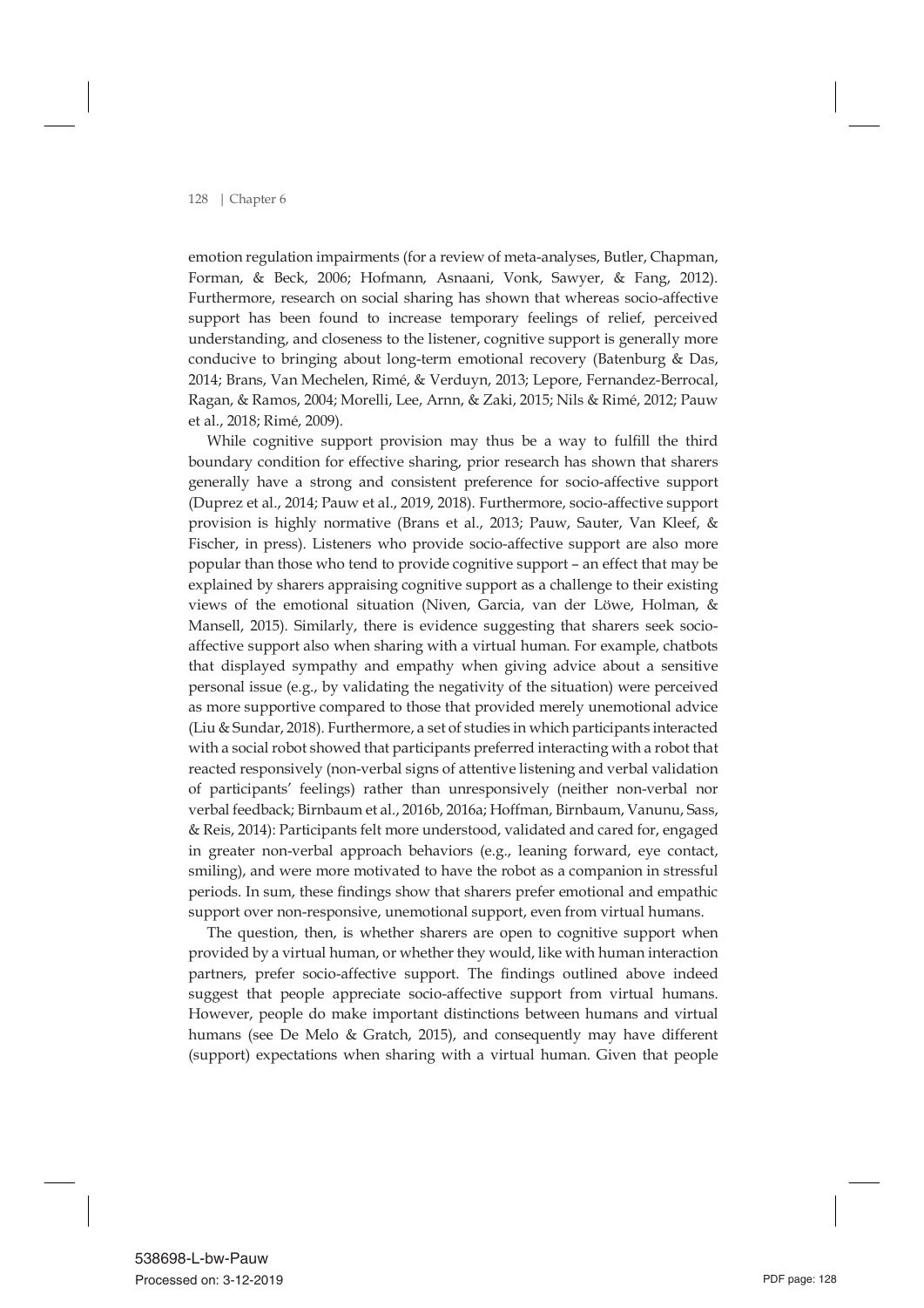emotion regulation impairments (for a review of meta-analyses, Butler, Chapman, Forman, & Beck, 2006; Hofmann, Asnaani, Vonk, Sawyer, & Fang, 2012). Furthermore, research on social sharing has shown that whereas socio-affective support has been found to increase temporary feelings of relief, perceived understanding, and closeness to the listener, cognitive support is generally more conducive to bringing about long-term emotional recovery (Batenburg & Das, 2014; Brans, Van Mechelen, Rimé, & Verduyn, 2013; Lepore, Fernandez-Berrocal, Ragan, & Ramos, 2004; Morelli, Lee, Arnn, & Zaki, 2015; Nils & Rimé, 2012; Pauw et al., 2018; Rimé, 2009).

While cognitive support provision may thus be a way to fulfill the third boundary condition for effective sharing, prior research has shown that sharers generally have a strong and consistent preference for socio-affective support (Duprez et al., 2014; Pauw et al., 2019, 2018). Furthermore, socio-affective support provision is highly normative (Brans et al., 2013; Pauw, Sauter, Van Kleef, & Fischer, in press). Listeners who provide socio-affective support are also more popular than those who tend to provide cognitive support – an effect that may be explained by sharers appraising cognitive support as a challenge to their existing views of the emotional situation (Niven, Garcia, van der Löwe, Holman, & Mansell, 2015). Similarly, there is evidence suggesting that sharers seek socio-affective support also when sharing with a virtual human. For example, chatbots that displayed sympathy and empathy when giving advice about a sensitive personal issue (e.g., by validating the negativity of the situation) were perceived as more supportive compared to those that provided merely unemotional advice (Liu & Sundar, 2018). Furthermore, a set of studies in which participants interacted with a social robot showed that participants preferred interacting with a robot that reacted responsively (non-verbal signs of attentive listening and verbal validation of participants' feelings) rather than unresponsively (neither non-verbal nor verbal feedback; Birnbaum et al., 2016b, 2016a; Hoffman, Birnbaum, Vanunu, Sass, & Reis, 2014): Participants felt more understood, validated and cared for, engaged in greater non-verbal approach behaviors (e.g., leaning forward, eye contact, smiling), and were more motivated to have the robot as a companion in stressful periods. In sum, these findings show that sharers prefer emotional and empathic support over non-responsive, unemotional support, even from virtual humans.

The question, then, is whether sharers are open to cognitive support when provided by a virtual human, or whether they would, like with human interaction partners, prefer socio-affective support. The findings outlined above indeed suggest that people appreciate socio-affective support from virtual humans. However, people do make important distinctions between humans and virtual humans (see De Melo & Gratch, 2015), and consequently may have different (support) expectations when sharing with a virtual human. Given that people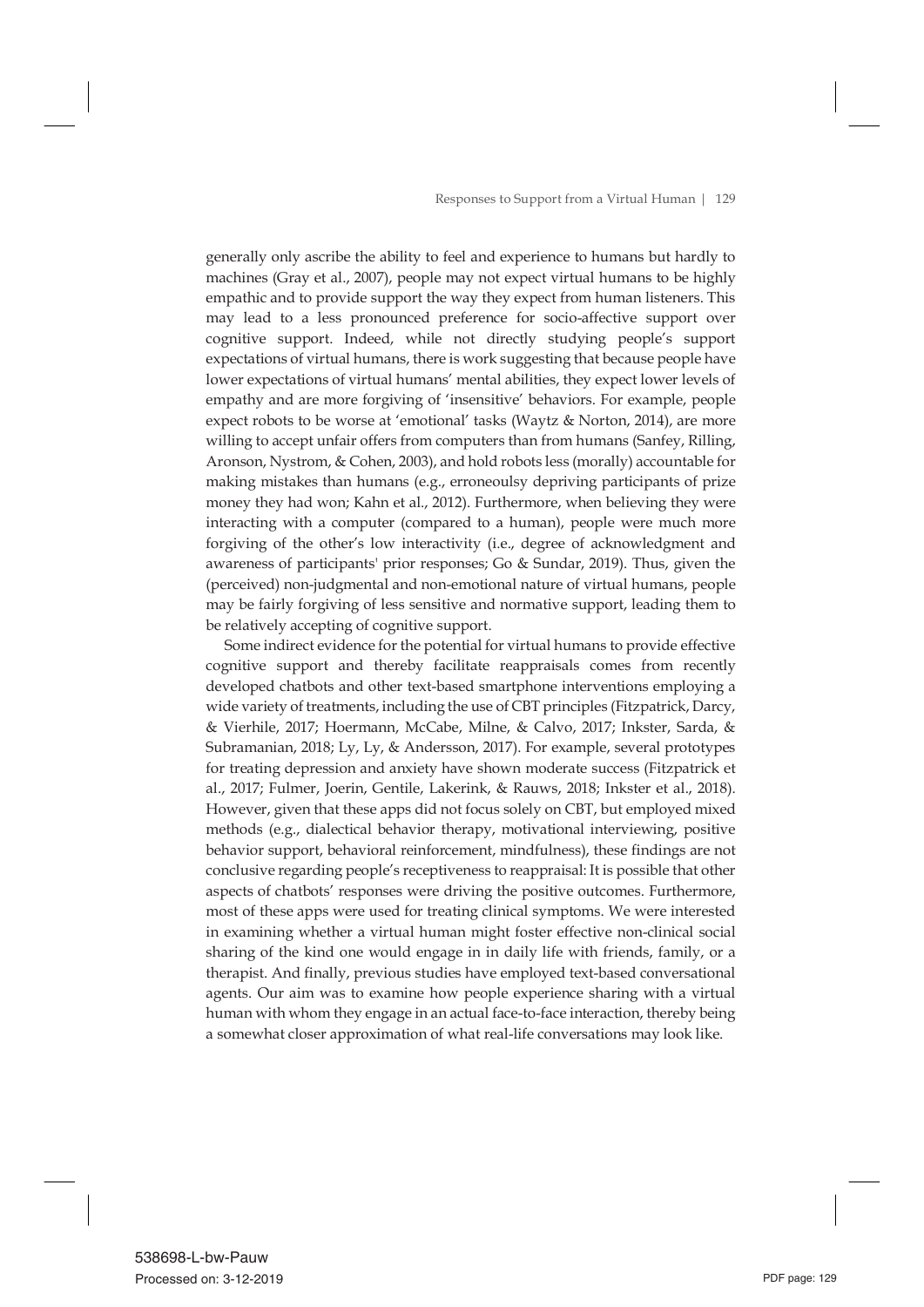generally only ascribe the ability to feel and experience to humans but hardly to machines (Gray et al., 2007), people may not expect virtual humans to be highly empathic and to provide support the way they expect from human listeners. This may lead to a less pronounced preference for socio-affective support over cognitive support. Indeed, while not directly studying people's support expectations of virtual humans, there is work suggesting that because people have lower expectations of virtual humans' mental abilities, they expect lower levels of empathy and are more forgiving of 'insensitive' behaviors. For example, people expect robots to be worse at 'emotional' tasks (Waytz & Norton, 2014), are more willing to accept unfair offers from computers than from humans (Sanfey, Rilling, Aronson, Nystrom, & Cohen, 2003), and hold robots less (morally) accountable for making mistakes than humans (e.g., erroneoulsy depriving participants of prize money they had won; Kahn et al., 2012). Furthermore, when believing they were interacting with a computer (compared to a human), people were much more forgiving of the other's low interactivity (i.e., degree of acknowledgment and awareness of participants' prior responses; Go & Sundar, 2019). Thus, given the (perceived) non-judgmental and non-emotional nature of virtual humans, people may be fairly forgiving of less sensitive and normative support, leading them to be relatively accepting of cognitive support.

Some indirect evidence for the potential for virtual humans to provide effective cognitive support and thereby facilitate reappraisals comes from recently developed chatbots and other text-based smartphone interventions employing a wide variety of treatments, including the use of CBT principles (Fitzpatrick, Darcy, & Vierhile, 2017; Hoermann, McCabe, Milne, & Calvo, 2017; Inkster, Sarda, & Subramanian, 2018; Ly, Ly, & Andersson, 2017). For example, several prototypes for treating depression and anxiety have shown moderate success (Fitzpatrick et al., 2017; Fulmer, Joerin, Gentile, Lakerink, & Rauws, 2018; Inkster et al., 2018). However, given that these apps did not focus solely on CBT, but employed mixed methods (e.g., dialectical behavior therapy, motivational interviewing, positive behavior support, behavioral reinforcement, mindfulness), these findings are not conclusive regarding people's receptiveness to reappraisal: It is possible that other aspects of chatbots' responses were driving the positive outcomes. Furthermore, most of these apps were used for treating clinical symptoms. We were interested in examining whether a virtual human might foster effective non-clinical social sharing of the kind one would engage in in daily life with friends, family, or a therapist. And finally, previous studies have employed text-based conversational agents. Our aim was to examine how people experience sharing with a virtual human with whom they engage in an actual face-to-face interaction, thereby being a somewhat closer approximation of what real-life conversations may look like.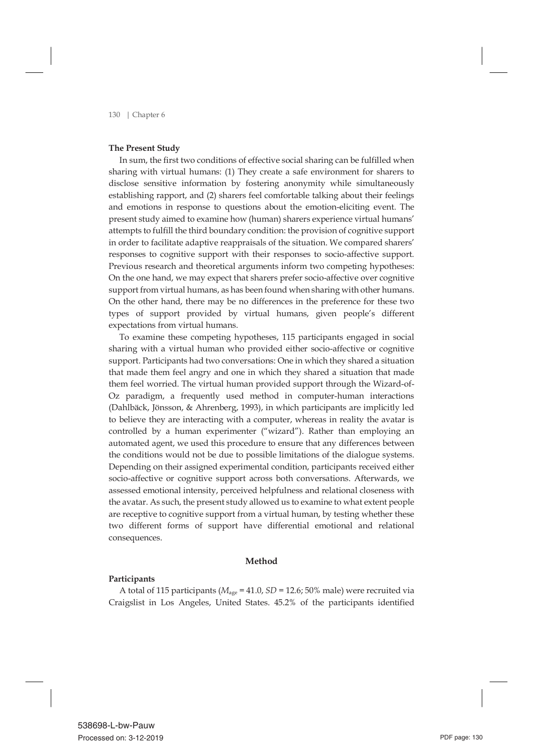### The Present Study

In sum, the first two conditions of effective social sharing can be fulfilled when sharing with virtual humans: (1) They create a safe environment for sharers to disclose sensitive information by fostering anonymity while simultaneously establishing rapport, and (2) sharers feel comfortable talking about their feelings and emotions in response to questions about the emotion-eliciting event. The present study aimed to examine how (human) sharers experience virtual humans' attempts to fulfill the third boundary condition: the provision of cognitive support in order to facilitate adaptive reappraisals of the situation. We compared sharers' responses to cognitive support with their responses to socio-affective support. Previous research and theoretical arguments inform two competing hypotheses: On the one hand, we may expect that sharers prefer socio-affective over cognitive support from virtual humans, as has been found when sharing with other humans. On the other hand, there may be no differences in the preference for these two types of support provided by virtual humans, given people's different expectations from virtual humans.

To examine these competing hypotheses, 115 participants engaged in social sharing with a virtual human who provided either socio-affective or cognitive support. Participants had two conversations: One in which they shared a situation that made them feel angry and one in which they shared a situation that made them feel worried. The virtual human provided support through the Wizard-of-Oz paradigm, a frequently used method in computer-human interactions (Dahlbäck, Jönsson, & Ahrenberg, 1993), in which participants are implicitly led to believe they are interacting with a computer, whereas in reality the avatar is controlled by a human experimenter ("wizard"). Rather than employing an automated agent, we used this procedure to ensure that any differences between the conditions would not be due to possible limitations of the dialogue systems. Depending on their assigned experimental condition, participants received either socio-affective or cognitive support across both conversations. Afterwards, we assessed emotional intensity, perceived helpfulness and relational closeness with the avatar. As such, the present study allowed us to examine to what extent people are receptive to cognitive support from a virtual human, by testing whether these two different forms of support have differential emotional and relational consequences.

## Method

### Participants

A total of 115 participants ($M_{age}$ = 41.0, *SD* = 12.6; 50% male) were recruited via Craigslist in Los Angeles, United States. 45.2% of the participants identified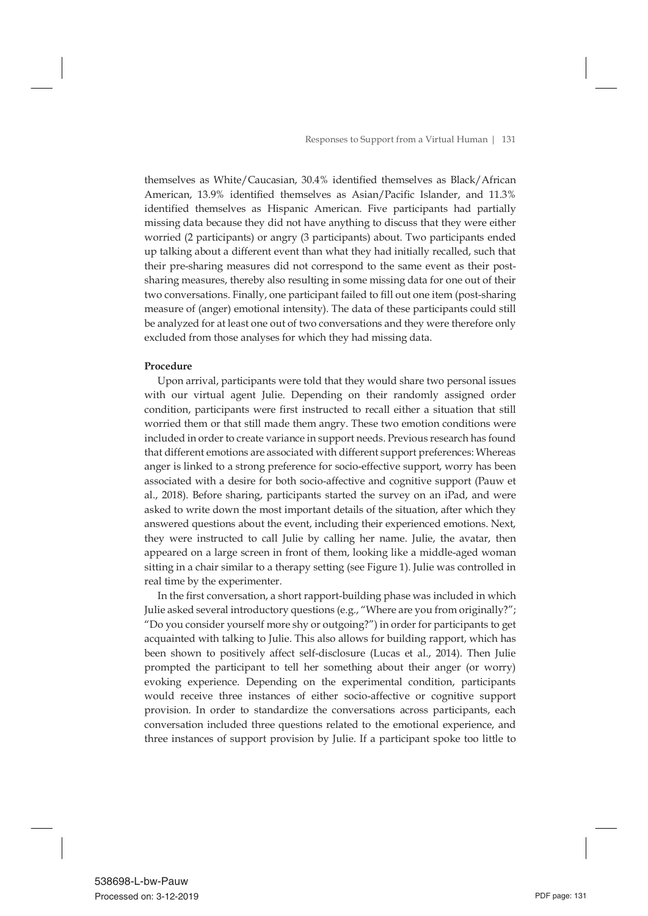themselves as White/Caucasian, 30.4% identified themselves as Black/African American, 13.9% identified themselves as Asian/Pacific Islander, and 11.3% identified themselves as Hispanic American. Five participants had partially missing data because they did not have anything to discuss that they were either worried (2 participants) or angry (3 participants) about. Two participants ended up talking about a different event than what they had initially recalled, such that their pre-sharing measures did not correspond to the same event as their post-sharing measures, thereby also resulting in some missing data for one out of their two conversations. Finally, one participant failed to fill out one item (post-sharing measure of (anger) emotional intensity). The data of these participants could still be analyzed for at least one out of two conversations and they were therefore only excluded from those analyses for which they had missing data.

**Procedure**

Upon arrival, participants were told that they would share two personal issues with our virtual agent Julie. Depending on their randomly assigned order condition, participants were first instructed to recall either a situation that still worried them or that still made them angry. These two emotion conditions were included in order to create variance in support needs. Previous research has found that different emotions are associated with different support preferences: Whereas anger is linked to a strong preference for socio-effective support, worry has been associated with a desire for both socio-affective and cognitive support (Pauw et al., 2018). Before sharing, participants started the survey on an iPad, and were asked to write down the most important details of the situation, after which they answered questions about the event, including their experienced emotions. Next, they were instructed to call Julie by calling her name. Julie, the avatar, then appeared on a large screen in front of them, looking like a middle-aged woman sitting in a chair similar to a therapy setting (see Figure 1). Julie was controlled in real time by the experimenter.

In the first conversation, a short rapport-building phase was included in which Julie asked several introductory questions (e.g., "Where are you from originally?"; "Do you consider yourself more shy or outgoing?") in order for participants to get acquainted with talking to Julie. This also allows for building rapport, which has been shown to positively affect self-disclosure (Lucas et al., 2014). Then Julie prompted the participant to tell her something about their anger (or worry) evoking experience. Depending on the experimental condition, participants would receive three instances of either socio-affective or cognitive support provision. In order to standardize the conversations across participants, each conversation included three questions related to the emotional experience, and three instances of support provision by Julie. If a participant spoke too little to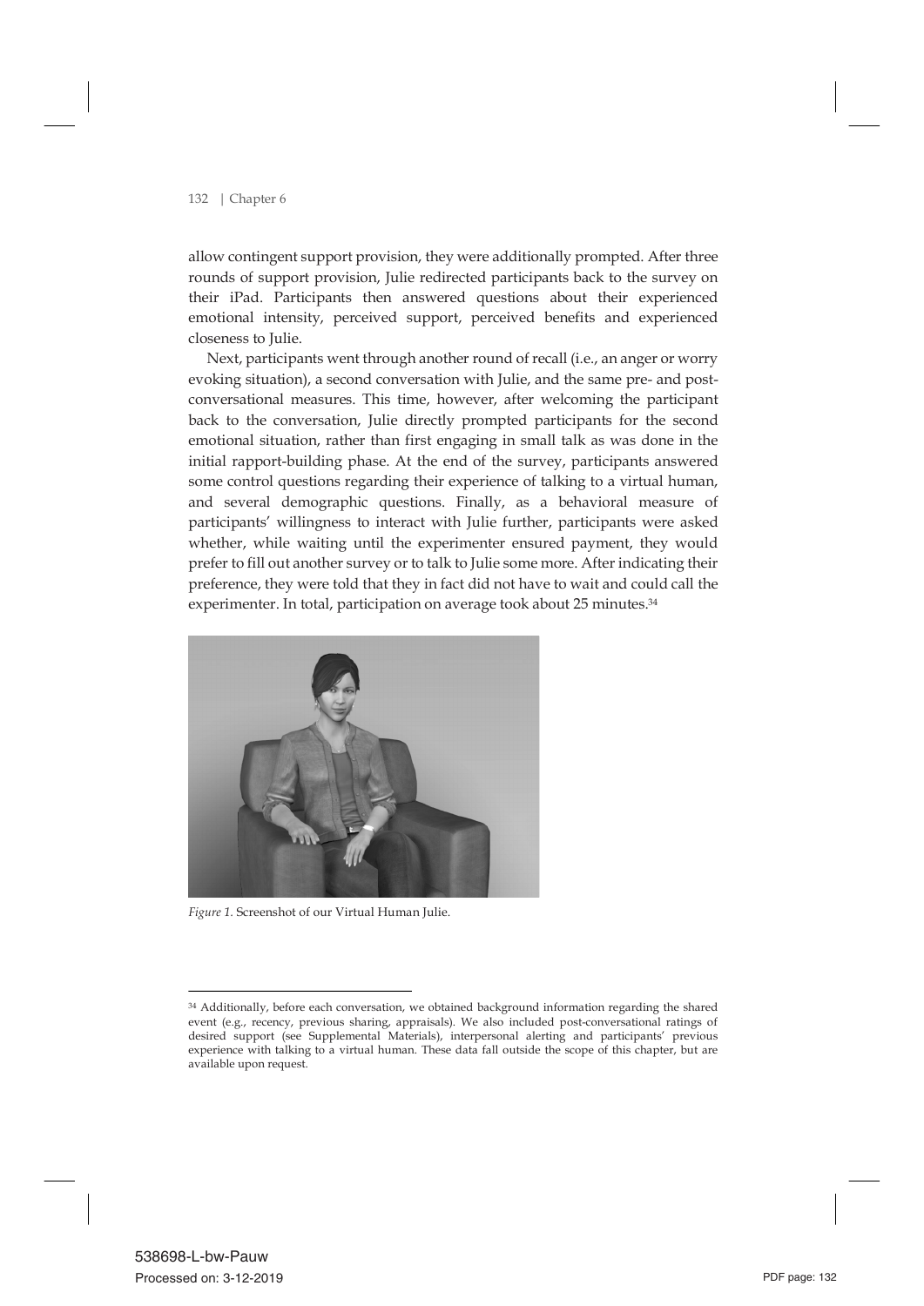allow contingent support provision, they were additionally prompted. After three rounds of support provision, Julie redirected participants back to the survey on their iPad. Participants then answered questions about their experienced emotional intensity, perceived support, perceived benefits and experienced closeness to Julie.

Next, participants went through another round of recall (i.e., an anger or worry evoking situation), a second conversation with Julie, and the same pre- and post-conversational measures. This time, however, after welcoming the participant back to the conversation, Julie directly prompted participants for the second emotional situation, rather than first engaging in small talk as was done in the initial rapport-building phase. At the end of the survey, participants answered some control questions regarding their experience of talking to a virtual human, and several demographic questions. Finally, as a behavioral measure of participants' willingness to interact with Julie further, participants were asked whether, while waiting until the experimenter ensured payment, they would prefer to fill out another survey or to talk to Julie some more. After indicating their preference, they were told that they in fact did not have to wait and could call the experimenter. In total, participation on average took about 25 minutes.[34]

*Figure 1.* Screenshot of our Virtual Human Julie.

[34] Additionally, before each conversation, we obtained background information regarding the shared event (e.g., recency, previous sharing, appraisals). We also included post-conversational ratings of desired support (see Supplemental Materials), interpersonal alerting and participants' previous experience with talking to a virtual human. These data fall outside the scope of this chapter, but are available upon request.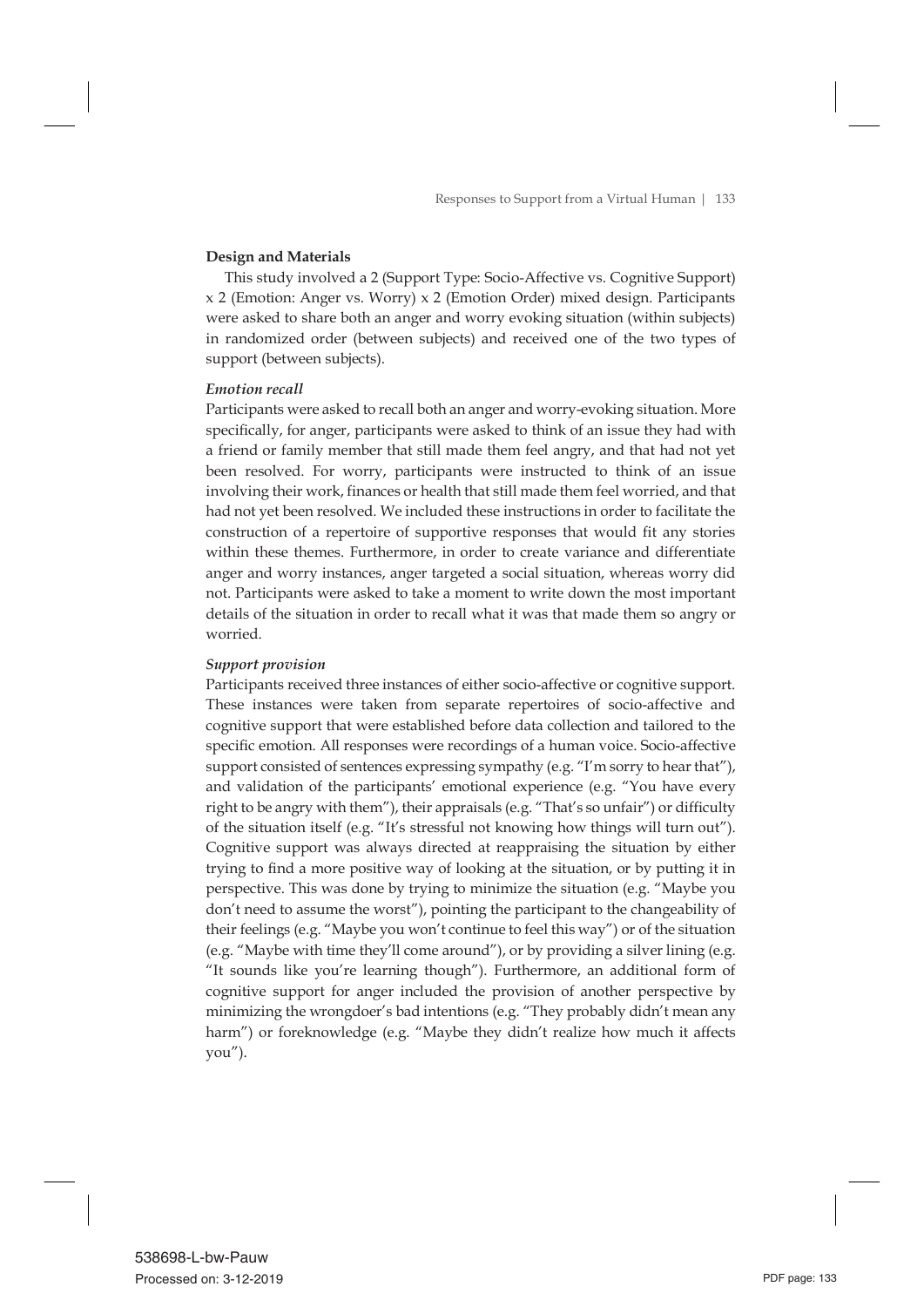**Design and Materials**

This study involved a 2 (Support Type: Socio-Affective vs. Cognitive Support) x 2 (Emotion: Anger vs. Worry) x 2 (Emotion Order) mixed design. Participants were asked to share both an anger and worry evoking situation (within subjects) in randomized order (between subjects) and received one of the two types of support (between subjects).

***Emotion recall***

Participants were asked to recall both an anger and worry-evoking situation. More specifically, for anger, participants were asked to think of an issue they had with a friend or family member that still made them feel angry, and that had not yet been resolved. For worry, participants were instructed to think of an issue involving their work, finances or health that still made them feel worried, and that had not yet been resolved. We included these instructions in order to facilitate the construction of a repertoire of supportive responses that would fit any stories within these themes. Furthermore, in order to create variance and differentiate anger and worry instances, anger targeted a social situation, whereas worry did not. Participants were asked to take a moment to write down the most important details of the situation in order to recall what it was that made them so angry or worried.

***Support provision***

Participants received three instances of either socio-affective or cognitive support. These instances were taken from separate repertoires of socio-affective and cognitive support that were established before data collection and tailored to the specific emotion. All responses were recordings of a human voice. Socio-affective support consisted of sentences expressing sympathy (e.g. "I'm sorry to hear that"), and validation of the participants' emotional experience (e.g. "You have every right to be angry with them"), their appraisals (e.g. "That's so unfair") or difficulty of the situation itself (e.g. "It's stressful not knowing how things will turn out"). Cognitive support was always directed at reappraising the situation by either trying to find a more positive way of looking at the situation, or by putting it in perspective. This was done by trying to minimize the situation (e.g. "Maybe you don't need to assume the worst"), pointing the participant to the changeability of their feelings (e.g. "Maybe you won't continue to feel this way") or of the situation (e.g. "Maybe with time they'll come around"), or by providing a silver lining (e.g. "It sounds like you're learning though"). Furthermore, an additional form of cognitive support for anger included the provision of another perspective by minimizing the wrongdoer's bad intentions (e.g. "They probably didn't mean any harm") or foreknowledge (e.g. "Maybe they didn't realize how much it affects you").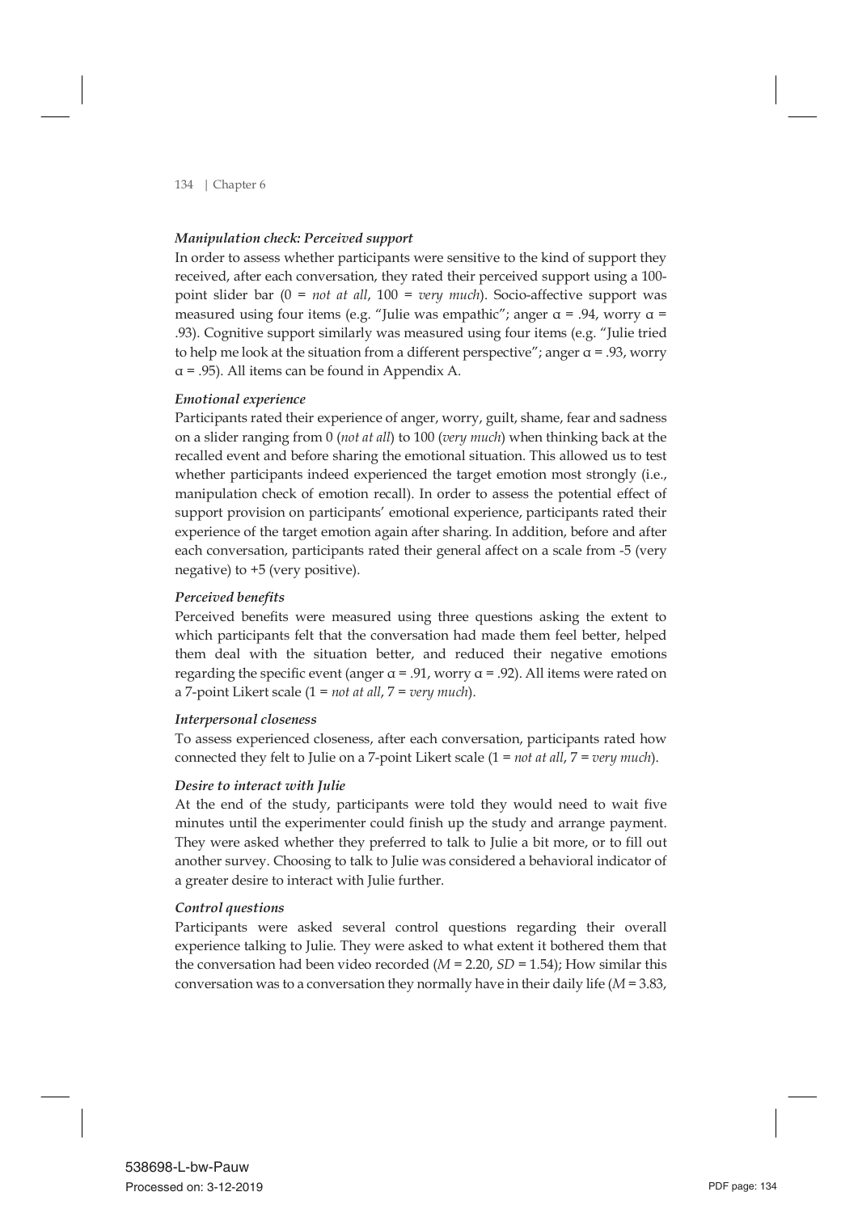### *Manipulation check: Perceived support*

In order to assess whether participants were sensitive to the kind of support they received, after each conversation, they rated their perceived support using a 100-point slider bar (0 = *not at all*, 100 = *very much*). Socio-affective support was measured using four items (e.g. "Julie was empathic"; anger $\alpha$ = .94, worry $\alpha$ = .93). Cognitive support similarly was measured using four items (e.g. "Julie tried to help me look at the situation from a different perspective"; anger $\alpha$ = .93, worry $\alpha$ = .95). All items can be found in Appendix A.

### *Emotional experience*

Participants rated their experience of anger, worry, guilt, shame, fear and sadness on a slider ranging from 0 (*not at all*) to 100 (*very much*) when thinking back at the recalled event and before sharing the emotional situation. This allowed us to test whether participants indeed experienced the target emotion most strongly (i.e., manipulation check of emotion recall). In order to assess the potential effect of support provision on participants' emotional experience, participants rated their experience of the target emotion again after sharing. In addition, before and after each conversation, participants rated their general affect on a scale from -5 (very negative) to +5 (very positive).

### *Perceived benefits*

Perceived benefits were measured using three questions asking the extent to which participants felt that the conversation had made them feel better, helped them deal with the situation better, and reduced their negative emotions regarding the specific event (anger $\alpha$ = .91, worry $\alpha$ = .92). All items were rated on a 7-point Likert scale (1 = *not at all*, 7 = *very much*).

### *Interpersonal closeness*

To assess experienced closeness, after each conversation, participants rated how connected they felt to Julie on a 7-point Likert scale (1 = *not at all*, 7 = *very much*).

### *Desire to interact with Julie*

At the end of the study, participants were told they would need to wait five minutes until the experimenter could finish up the study and arrange payment. They were asked whether they preferred to talk to Julie a bit more, or to fill out another survey. Choosing to talk to Julie was considered a behavioral indicator of a greater desire to interact with Julie further.

### *Control questions*

Participants were asked several control questions regarding their overall experience talking to Julie. They were asked to what extent it bothered them that the conversation had been video recorded ($M$ = 2.20, $SD$ = 1.54); How similar this conversation was to a conversation they normally have in their daily life ($M$ = 3.83,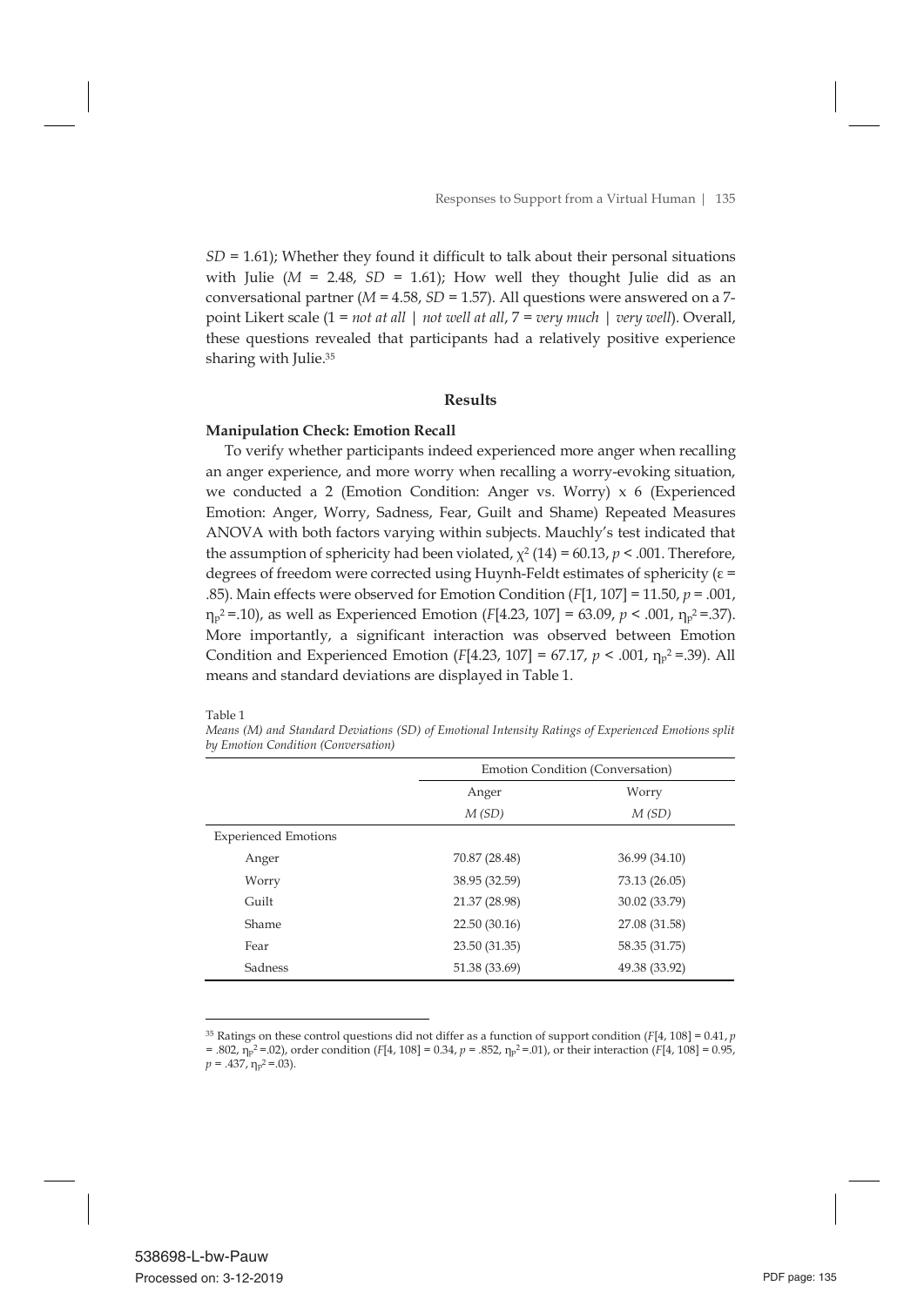$SD$ = 1.61); Whether they found it difficult to talk about their personal situations with Julie ($M$ = 2.48, $SD$ = 1.61); How well they thought Julie did as an conversational partner ($M$ = 4.58, $SD$ = 1.57). All questions were answered on a 7-point Likert scale (1 = *not at all | not well at all*, 7 = *very much | very well*). Overall, these questions revealed that participants had a relatively positive experience sharing with Julie.[35]

## Results

### Manipulation Check: Emotion Recall

To verify whether participants indeed experienced more anger when recalling an anger experience, and more worry when recalling a worry-evoking situation, we conducted a 2 (Emotion Condition: Anger vs. Worry) x 6 (Experienced Emotion: Anger, Worry, Sadness, Fear, Guilt and Shame) Repeated Measures ANOVA with both factors varying within subjects. Mauchly's test indicated that the assumption of sphericity had been violated, $\chi^2$ (14) = 60.13, $p < .001$. Therefore, degrees of freedom were corrected using Huynh-Feldt estimates of sphericity ($\varepsilon$ = .85). Main effects were observed for Emotion Condition ($F$[1, 107] = 11.50, $p$ = .001, $\eta_p^2$ =.10), as well as Experienced Emotion ($F$[4.23, 107] = 63.09, $p < .001$, $\eta_p^2$ =.37). More importantly, a significant interaction was observed between Emotion Condition and Experienced Emotion ($F$[4.23, 107] = 67.17, $p < .001$, $\eta_p^2$ =.39). All means and standard deviations are displayed in Table 1.

Table 1

*Means (M) and Standard Deviations (SD) of Emotional Intensity Ratings of Experienced Emotions split by Emotion Condition (Conversation)*

| | Emotion Condition (Conversation) | |
|---|---|---|
| | Anger | Worry |
| | *M (SD)* | *M (SD)* |
| Experienced Emotions | | |
| Anger | 70.87 (28.48) | 36.99 (34.10) |
| Worry | 38.95 (32.59) | 73.13 (26.05) |
| Guilt | 21.37 (28.98) | 30.02 (33.79) |
| Shame | 22.50 (30.16) | 27.08 (31.58) |
| Fear | 23.50 (31.35) | 58.35 (31.75) |
| Sadness | 51.38 (33.69) | 49.38 (33.92) |

[35] Ratings on these control questions did not differ as a function of support condition ($F$[4, 108] = 0.41, $p$ = .802, $\eta_p^2$ =.02), order condition ($F$[4, 108] = 0.34, $p$ = .852, $\eta_p^2$ =.01), or their interaction ($F$[4, 108] = 0.95, $p$ = .437, $\eta_p^2$ =.03).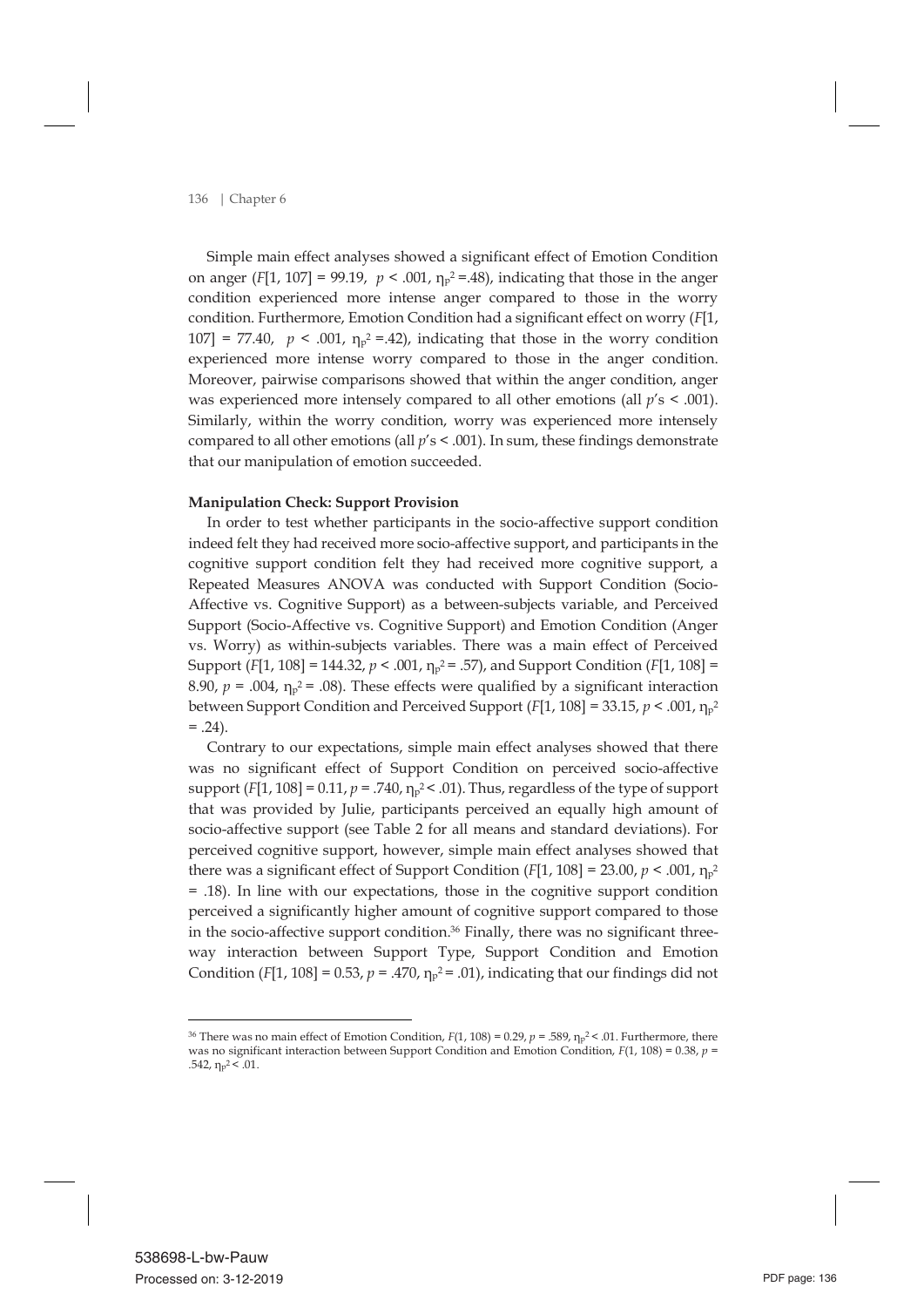Simple main effect analyses showed a significant effect of Emotion Condition on anger ($F[1, 107] = 99.19$, $p < .001$, $\eta_p^2 = .48$), indicating that those in the anger condition experienced more intense anger compared to those in the worry condition. Furthermore, Emotion Condition had a significant effect on worry ($F[1, 107] = 77.40$, $p < .001$, $\eta_p^2 = .42$), indicating that those in the worry condition experienced more intense worry compared to those in the anger condition. Moreover, pairwise comparisons showed that within the anger condition, anger was experienced more intensely compared to all other emotions (all $p$'s < .001). Similarly, within the worry condition, worry was experienced more intensely compared to all other emotions (all $p$'s < .001). In sum, these findings demonstrate that our manipulation of emotion succeeded.

**Manipulation Check: Support Provision**

In order to test whether participants in the socio-affective support condition indeed felt they had received more socio-affective support, and participants in the cognitive support condition felt they had received more cognitive support, a Repeated Measures ANOVA was conducted with Support Condition (Socio-Affective vs. Cognitive Support) as a between-subjects variable, and Perceived Support (Socio-Affective vs. Cognitive Support) and Emotion Condition (Anger vs. Worry) as within-subjects variables. There was a main effect of Perceived Support ($F[1, 108] = 144.32$, $p < .001$, $\eta_p^2 = .57$), and Support Condition ($F[1, 108] = 8.90$, $p = .004$, $\eta_p^2 = .08$). These effects were qualified by a significant interaction between Support Condition and Perceived Support ($F[1, 108] = 33.15$, $p < .001$, $\eta_p^2 = .24$).

Contrary to our expectations, simple main effect analyses showed that there was no significant effect of Support Condition on perceived socio-affective support ($F[1, 108] = 0.11$, $p = .740$, $\eta_p^2 < .01$). Thus, regardless of the type of support that was provided by Julie, participants perceived an equally high amount of socio-affective support (see Table 2 for all means and standard deviations). For perceived cognitive support, however, simple main effect analyses showed that there was a significant effect of Support Condition ($F[1, 108] = 23.00$, $p < .001$, $\eta_p^2 = .18$). In line with our expectations, those in the cognitive support condition perceived a significantly higher amount of cognitive support compared to those in the socio-affective support condition.[36] Finally, there was no significant three-way interaction between Support Type, Support Condition and Emotion Condition ($F[1, 108] = 0.53$, $p = .470$, $\eta_p^2 = .01$), indicating that our findings did not

[36] There was no main effect of Emotion Condition, $F(1, 108) = 0.29$, $p = .589$, $\eta_p^2 < .01$. Furthermore, there was no significant interaction between Support Condition and Emotion Condition, $F(1, 108) = 0.38$, $p = .542$, $\eta_p^2 < .01$.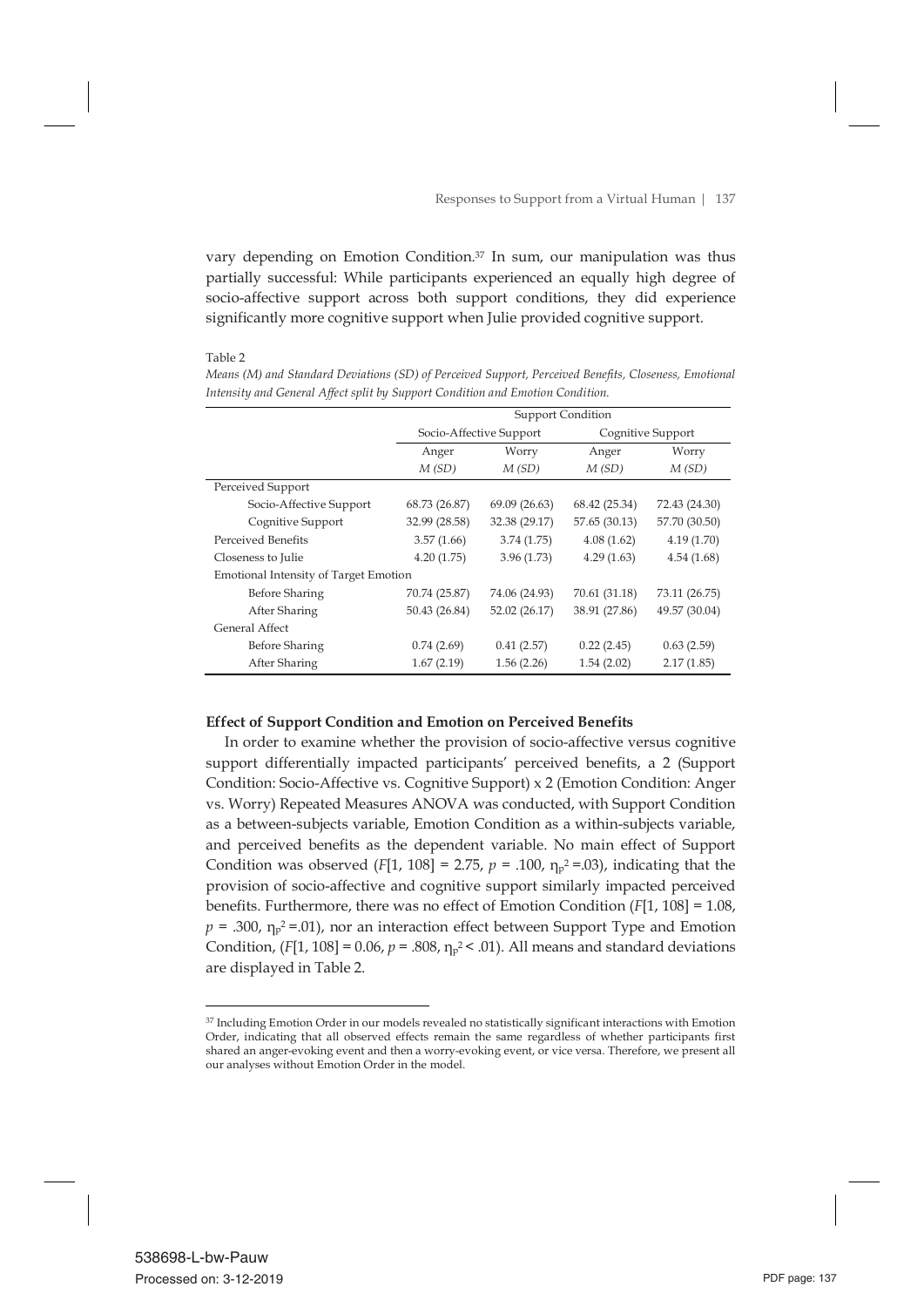vary depending on Emotion Condition.[37] In sum, our manipulation was thus partially successful: While participants experienced an equally high degree of socio-affective support across both support conditions, they did experience significantly more cognitive support when Julie provided cognitive support.

Table 2

*Means (M) and Standard Deviations (SD) of Perceived Support, Perceived Benefits, Closeness, Emotional Intensity and General Affect split by Support Condition and Emotion Condition.*

| | Support Condition | | | |
|---|---|---|---|---|
| | Socio-Affective Support | | Cognitive Support | |
| | Anger *M (SD)* | Worry *M (SD)* | Anger *M (SD)* | Worry *M (SD)* |
| Perceived Support | | | | |
| Socio-Affective Support | 68.73 (26.87) | 69.09 (26.63) | 68.42 (25.34) | 72.43 (24.30) |
| Cognitive Support | 32.99 (28.58) | 32.38 (29.17) | 57.65 (30.13) | 57.70 (30.50) |
| Perceived Benefits | 3.57 (1.66) | 3.74 (1.75) | 4.08 (1.62) | 4.19 (1.70) |
| Closeness to Julie | 4.20 (1.75) | 3.96 (1.73) | 4.29 (1.63) | 4.54 (1.68) |
| Emotional Intensity of Target Emotion | | | | |
| Before Sharing | 70.74 (25.87) | 74.06 (24.93) | 70.61 (31.18) | 73.11 (26.75) |
| After Sharing | 50.43 (26.84) | 52.02 (26.17) | 38.91 (27.86) | 49.57 (30.04) |
| General Affect | | | | |
| Before Sharing | 0.74 (2.69) | 0.41 (2.57) | 0.22 (2.45) | 0.63 (2.59) |
| After Sharing | 1.67 (2.19) | 1.56 (2.26) | 1.54 (2.02) | 2.17 (1.85) |

**Effect of Support Condition and Emotion on Perceived Benefits**

In order to examine whether the provision of socio-affective versus cognitive support differentially impacted participants' perceived benefits, a 2 (Support Condition: Socio-Affective vs. Cognitive Support) x 2 (Emotion Condition: Anger vs. Worry) Repeated Measures ANOVA was conducted, with Support Condition as a between-subjects variable, Emotion Condition as a within-subjects variable, and perceived benefits as the dependent variable. No main effect of Support Condition was observed ($F[1, 108] = 2.75$, $p = .100$, $\eta_p^2 = .03$), indicating that the provision of socio-affective and cognitive support similarly impacted perceived benefits. Furthermore, there was no effect of Emotion Condition ($F[1, 108] = 1.08$, $p = .300$, $\eta_p^2 = .01$), nor an interaction effect between Support Type and Emotion Condition, ($F[1, 108] = 0.06$, $p = .808$, $\eta_p^2 < .01$). All means and standard deviations are displayed in Table 2.

[37] Including Emotion Order in our models revealed no statistically significant interactions with Emotion Order, indicating that all observed effects remain the same regardless of whether participants first shared an anger-evoking event and then a worry-evoking event, or vice versa. Therefore, we present all our analyses without Emotion Order in the model.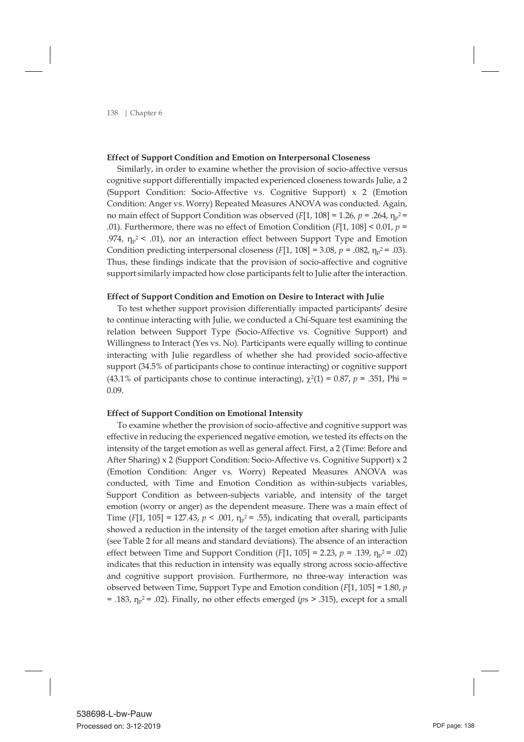**Effect of Support Condition and Emotion on Interpersonal Closeness**

Similarly, in order to examine whether the provision of socio-affective versus cognitive support differentially impacted experienced closeness towards Julie, a 2 (Support Condition: Socio-Affective vs. Cognitive Support) x 2 (Emotion Condition: Anger vs. Worry) Repeated Measures ANOVA was conducted. Again, no main effect of Support Condition was observed ($F[1, 108] = 1.26$, $p = .264$, $\eta_p^2 = .01$). Furthermore, there was no effect of Emotion Condition ($F[1, 108] < 0.01$, $p = .974$, $\eta_p^2 < .01$), nor an interaction effect between Support Type and Emotion Condition predicting interpersonal closeness ($F[1, 108] = 3.08$, $p = .082$, $\eta_p^2 = .03$). Thus, these findings indicate that the provision of socio-affective and cognitive support similarly impacted how close participants felt to Julie after the interaction.

**Effect of Support Condition and Emotion on Desire to Interact with Julie**

To test whether support provision differentially impacted participants' desire to continue interacting with Julie, we conducted a Chi-Square test examining the relation between Support Type (Socio-Affective vs. Cognitive Support) and Willingness to Interact (Yes vs. No). Participants were equally willing to continue interacting with Julie regardless of whether she had provided socio-affective support (34.5% of participants chose to continue interacting) or cognitive support (43.1% of participants chose to continue interacting), $\chi^2(1) = 0.87$, $p = .351$, Phi = 0.09.

**Effect of Support Condition on Emotional Intensity**

To examine whether the provision of socio-affective and cognitive support was effective in reducing the experienced negative emotion, we tested its effects on the intensity of the target emotion as well as general affect. First, a 2 (Time: Before and After Sharing) x 2 (Support Condition: Socio-Affective vs. Cognitive Support) x 2 (Emotion Condition: Anger vs. Worry) Repeated Measures ANOVA was conducted, with Time and Emotion Condition as within-subjects variables, Support Condition as between-subjects variable, and intensity of the target emotion (worry or anger) as the dependent measure. There was a main effect of Time ($F[1, 105] = 127.43$, $p < .001$, $\eta_p^2 = .55$), indicating that overall, participants showed a reduction in the intensity of the target emotion after sharing with Julie (see Table 2 for all means and standard deviations). The absence of an interaction effect between Time and Support Condition ($F[1, 105] = 2.23$, $p = .139$, $\eta_p^2 = .02$) indicates that this reduction in intensity was equally strong across socio-affective and cognitive support provision. Furthermore, no three-way interaction was observed between Time, Support Type and Emotion condition ($F[1, 105] = 1.80$, $p = .183$, $\eta_p^2 = .02$). Finally, no other effects emerged ($p$s > .315), except for a small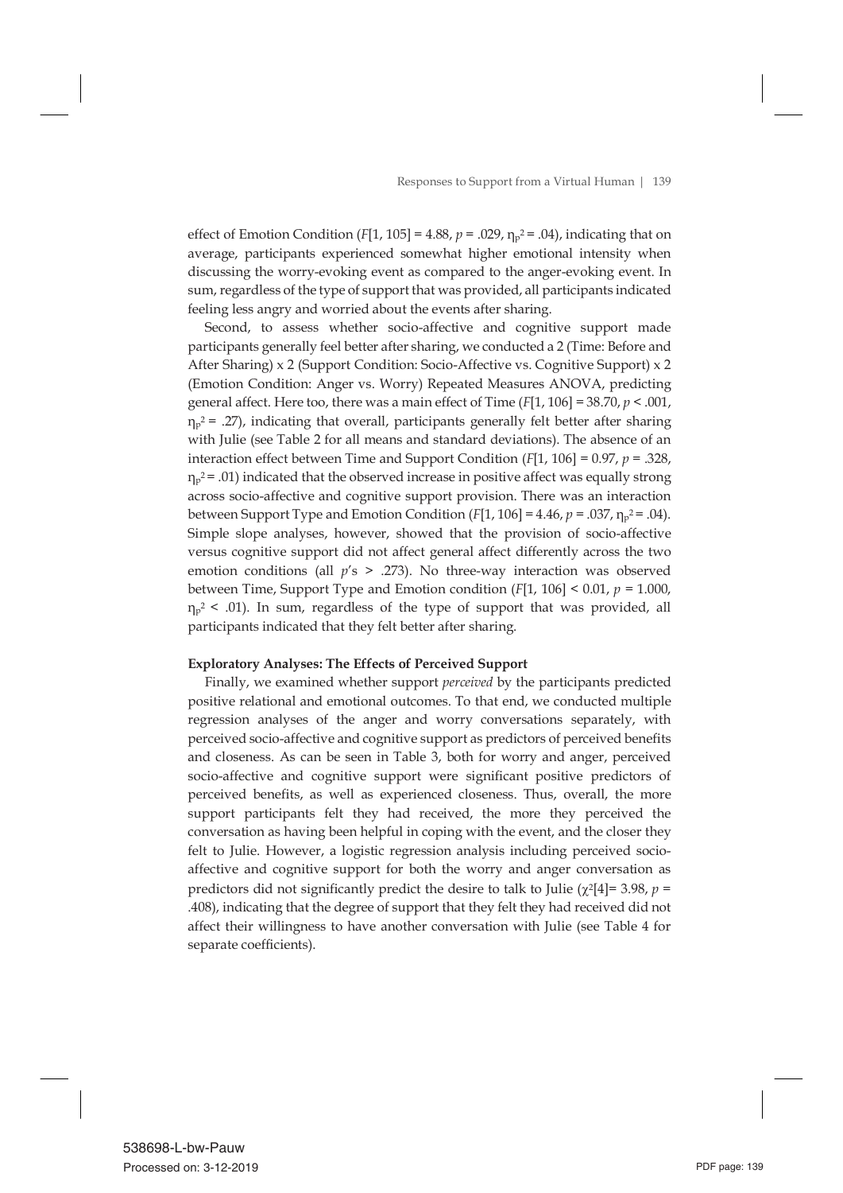effect of Emotion Condition ($F[1, 105] = 4.88$, $p = .029$, $\eta_p^2 = .04$), indicating that on average, participants experienced somewhat higher emotional intensity when discussing the worry-evoking event as compared to the anger-evoking event. In sum, regardless of the type of support that was provided, all participants indicated feeling less angry and worried about the events after sharing.

Second, to assess whether socio-affective and cognitive support made participants generally feel better after sharing, we conducted a 2 (Time: Before and After Sharing) x 2 (Support Condition: Socio-Affective vs. Cognitive Support) x 2 (Emotion Condition: Anger vs. Worry) Repeated Measures ANOVA, predicting general affect. Here too, there was a main effect of Time ($F[1, 106] = 38.70$, $p < .001$, $\eta_p^2 = .27$), indicating that overall, participants generally felt better after sharing with Julie (see Table 2 for all means and standard deviations). The absence of an interaction effect between Time and Support Condition ($F[1, 106] = 0.97$, $p = .328$, $\eta_p^2 = .01$) indicated that the observed increase in positive affect was equally strong across socio-affective and cognitive support provision. There was an interaction between Support Type and Emotion Condition ($F[1, 106] = 4.46$, $p = .037$, $\eta_p^2 = .04$). Simple slope analyses, however, showed that the provision of socio-affective versus cognitive support did not affect general affect differently across the two emotion conditions (all $p$'s $> .273$). No three-way interaction was observed between Time, Support Type and Emotion condition ($F[1, 106] < 0.01$, $p = 1.000$, $\eta_p^2 < .01$). In sum, regardless of the type of support that was provided, all participants indicated that they felt better after sharing.

**Exploratory Analyses: The Effects of Perceived Support**

Finally, we examined whether support *perceived* by the participants predicted positive relational and emotional outcomes. To that end, we conducted multiple regression analyses of the anger and worry conversations separately, with perceived socio-affective and cognitive support as predictors of perceived benefits and closeness. As can be seen in Table 3, both for worry and anger, perceived socio-affective and cognitive support were significant positive predictors of perceived benefits, as well as experienced closeness. Thus, overall, the more support participants felt they had received, the more they perceived the conversation as having been helpful in coping with the event, and the closer they felt to Julie. However, a logistic regression analysis including perceived socio-affective and cognitive support for both the worry and anger conversation as predictors did not significantly predict the desire to talk to Julie ($\chi^2[4] = 3.98$, $p = .408$), indicating that the degree of support that they felt they had received did not affect their willingness to have another conversation with Julie (see Table 4 for separate coefficients).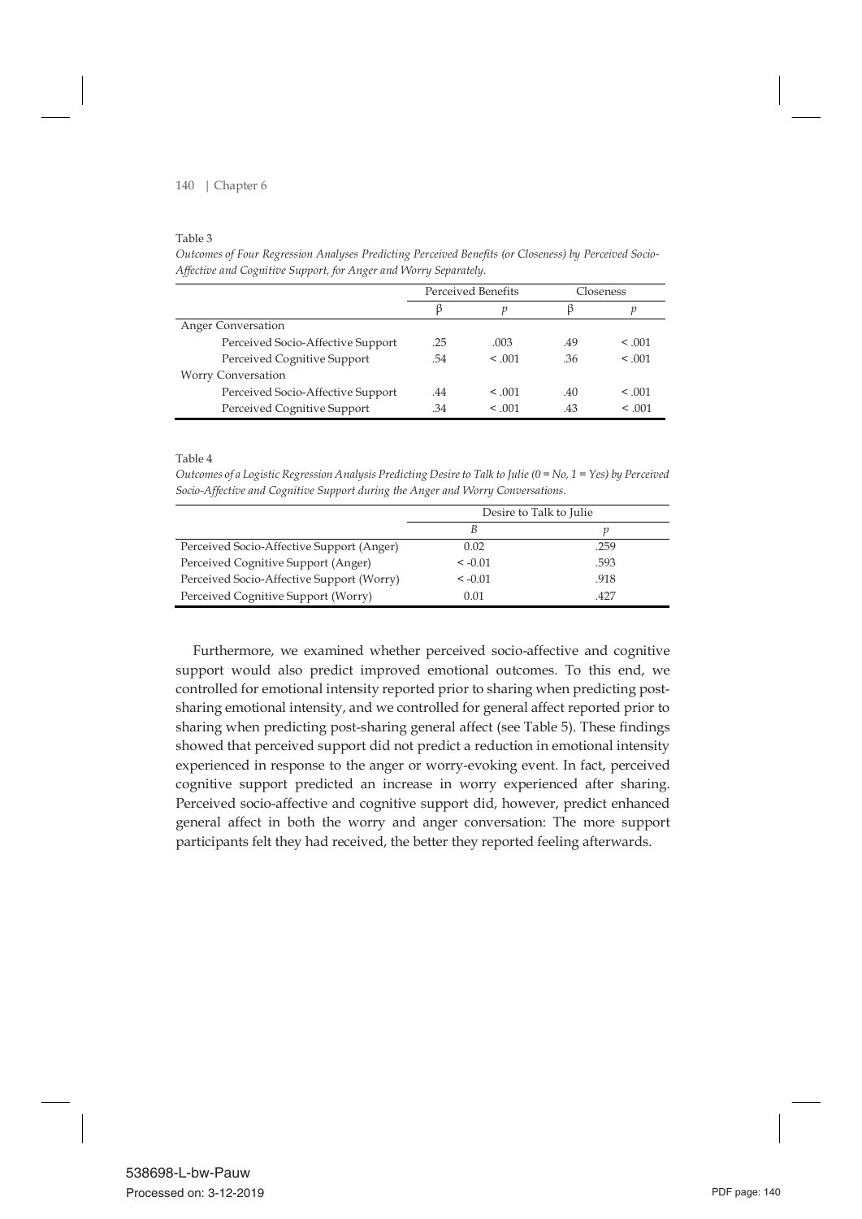Table 3

*Outcomes of Four Regression Analyses Predicting Perceived Benefits (or Closeness) by Perceived Socio-Affective and Cognitive Support, for Anger and Worry Separately.*

| | Perceived Benefits | | Closeness | |
|---|---|---|---|---|
| | β | *p* | β | *p* |
| Anger Conversation | | | | |
| Perceived Socio-Affective Support | .25 | .003 | .49 | < .001 |
| Perceived Cognitive Support | .54 | < .001 | .36 | < .001 |
| Worry Conversation | | | | |
| Perceived Socio-Affective Support | .44 | < .001 | .40 | < .001 |
| Perceived Cognitive Support | .34 | < .001 | .43 | < .001 |

Table 4

*Outcomes of a Logistic Regression Analysis Predicting Desire to Talk to Julie (0 = No, 1 = Yes) by Perceived Socio-Affective and Cognitive Support during the Anger and Worry Conversations.*

| | Desire to Talk to Julie | |
|---|---|---|
| | *B* | *p* |
| Perceived Socio-Affective Support (Anger) | 0.02 | .259 |
| Perceived Cognitive Support (Anger) | < -0.01 | .593 |
| Perceived Socio-Affective Support (Worry) | < -0.01 | .918 |
| Perceived Cognitive Support (Worry) | 0.01 | .427 |

Furthermore, we examined whether perceived socio-affective and cognitive support would also predict improved emotional outcomes. To this end, we controlled for emotional intensity reported prior to sharing when predicting post-sharing emotional intensity, and we controlled for general affect reported prior to sharing when predicting post-sharing general affect (see Table 5). These findings showed that perceived support did not predict a reduction in emotional intensity experienced in response to the anger or worry-evoking event. In fact, perceived cognitive support predicted an increase in worry experienced after sharing. Perceived socio-affective and cognitive support did, however, predict enhanced general affect in both the worry and anger conversation: The more support participants felt they had received, the better they reported feeling afterwards.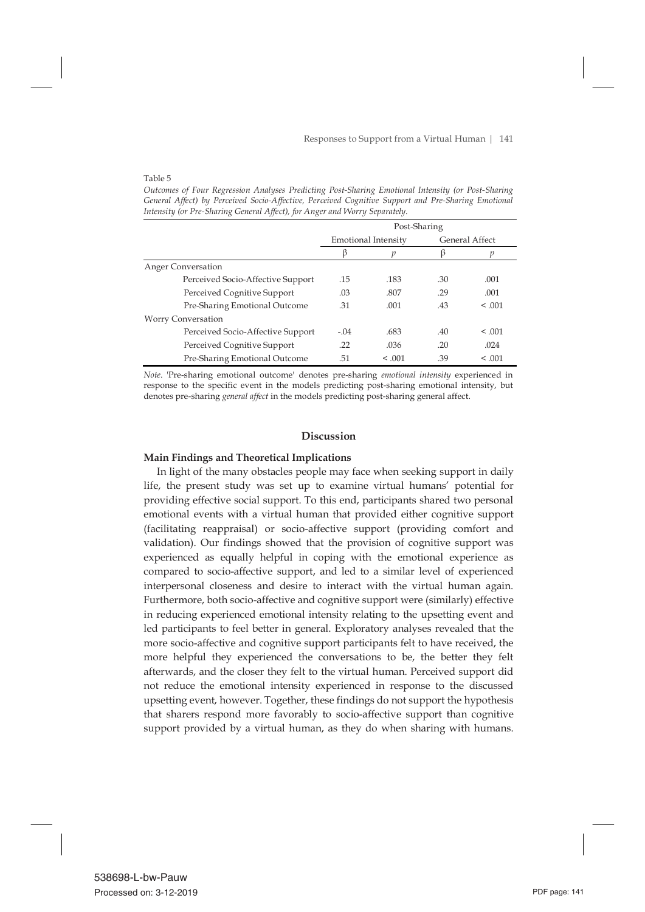Table 5

*Outcomes of Four Regression Analyses Predicting Post-Sharing Emotional Intensity (or Post-Sharing General Affect) by Perceived Socio-Affective, Perceived Cognitive Support and Pre-Sharing Emotional Intensity (or Pre-Sharing General Affect), for Anger and Worry Separately.*

| | Post-Sharing | | | |
|---|---|---|---|---|
| | Emotional Intensity | | General Affect | |
| | β | *p* | β | *p* |
| Anger Conversation | | | | |
| Perceived Socio-Affective Support | .15 | .183 | .30 | .001 |
| Perceived Cognitive Support | .03 | .807 | .29 | .001 |
| Pre-Sharing Emotional Outcome | .31 | .001 | .43 | < .001 |
| Worry Conversation | | | | |
| Perceived Socio-Affective Support | -.04 | .683 | .40 | < .001 |
| Perceived Cognitive Support | .22 | .036 | .20 | .024 |
| Pre-Sharing Emotional Outcome | .51 | < .001 | .39 | < .001 |

*Note*. 'Pre-sharing emotional outcome' denotes pre-sharing *emotional intensity* experienced in response to the specific event in the models predicting post-sharing emotional intensity, but denotes pre-sharing *general affect* in the models predicting post-sharing general affect.

## Discussion

### Main Findings and Theoretical Implications

In light of the many obstacles people may face when seeking support in daily life, the present study was set up to examine virtual humans' potential for providing effective social support. To this end, participants shared two personal emotional events with a virtual human that provided either cognitive support (facilitating reappraisal) or socio-affective support (providing comfort and validation). Our findings showed that the provision of cognitive support was experienced as equally helpful in coping with the emotional experience as compared to socio-affective support, and led to a similar level of experienced interpersonal closeness and desire to interact with the virtual human again. Furthermore, both socio-affective and cognitive support were (similarly) effective in reducing experienced emotional intensity relating to the upsetting event and led participants to feel better in general. Exploratory analyses revealed that the more socio-affective and cognitive support participants felt to have received, the more helpful they experienced the conversations to be, the better they felt afterwards, and the closer they felt to the virtual human. Perceived support did not reduce the emotional intensity experienced in response to the discussed upsetting event, however. Together, these findings do not support the hypothesis that sharers respond more favorably to socio-affective support than cognitive support provided by a virtual human, as they do when sharing with humans.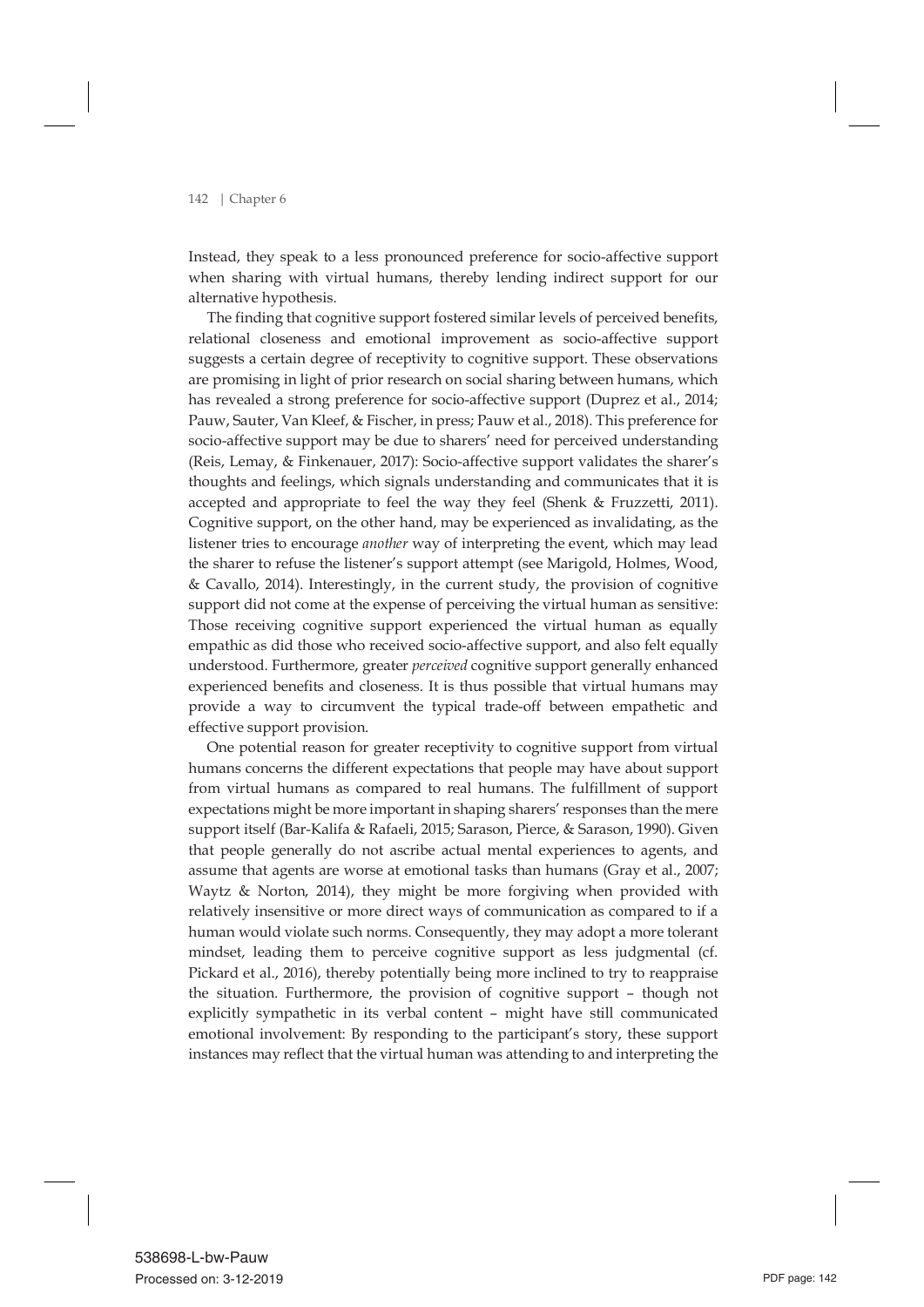Instead, they speak to a less pronounced preference for socio-affective support when sharing with virtual humans, thereby lending indirect support for our alternative hypothesis.

The finding that cognitive support fostered similar levels of perceived benefits, relational closeness and emotional improvement as socio-affective support suggests a certain degree of receptivity to cognitive support. These observations are promising in light of prior research on social sharing between humans, which has revealed a strong preference for socio-affective support (Duprez et al., 2014; Pauw, Sauter, Van Kleef, & Fischer, in press; Pauw et al., 2018). This preference for socio-affective support may be due to sharers' need for perceived understanding (Reis, Lemay, & Finkenauer, 2017): Socio-affective support validates the sharer's thoughts and feelings, which signals understanding and communicates that it is accepted and appropriate to feel the way they feel (Shenk & Fruzzetti, 2011). Cognitive support, on the other hand, may be experienced as invalidating, as the listener tries to encourage *another* way of interpreting the event, which may lead the sharer to refuse the listener's support attempt (see Marigold, Holmes, Wood, & Cavallo, 2014). Interestingly, in the current study, the provision of cognitive support did not come at the expense of perceiving the virtual human as sensitive: Those receiving cognitive support experienced the virtual human as equally empathic as did those who received socio-affective support, and also felt equally understood. Furthermore, greater *perceived* cognitive support generally enhanced experienced benefits and closeness. It is thus possible that virtual humans may provide a way to circumvent the typical trade-off between empathetic and effective support provision.

One potential reason for greater receptivity to cognitive support from virtual humans concerns the different expectations that people may have about support from virtual humans as compared to real humans. The fulfillment of support expectations might be more important in shaping sharers' responses than the mere support itself (Bar-Kalifa & Rafaeli, 2015; Sarason, Pierce, & Sarason, 1990). Given that people generally do not ascribe actual mental experiences to agents, and assume that agents are worse at emotional tasks than humans (Gray et al., 2007; Waytz & Norton, 2014), they might be more forgiving when provided with relatively insensitive or more direct ways of communication as compared to if a human would violate such norms. Consequently, they may adopt a more tolerant mindset, leading them to perceive cognitive support as less judgmental (cf. Pickard et al., 2016), thereby potentially being more inclined to try to reappraise the situation. Furthermore, the provision of cognitive support – though not explicitly sympathetic in its verbal content – might have still communicated emotional involvement: By responding to the participant's story, these support instances may reflect that the virtual human was attending to and interpreting the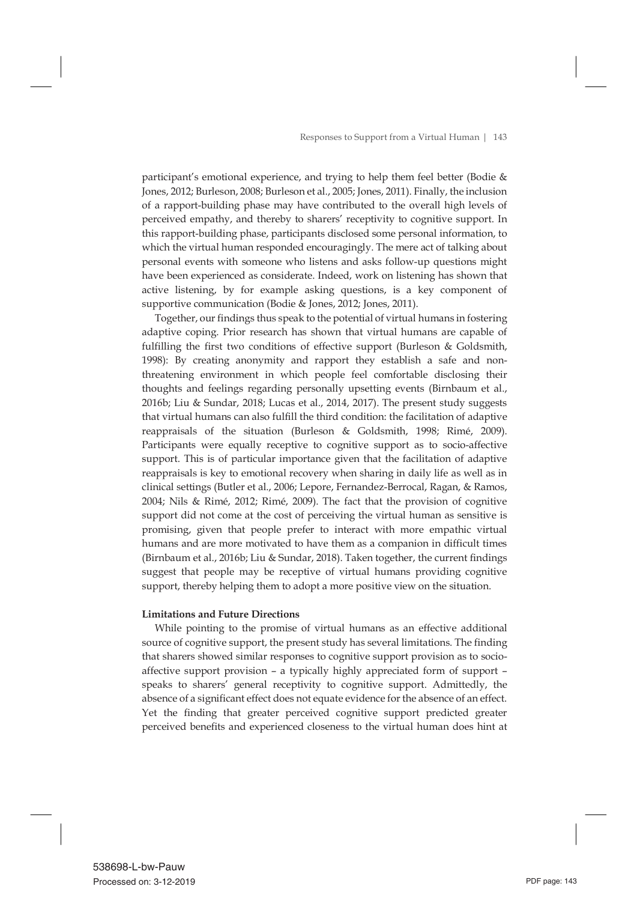participant's emotional experience, and trying to help them feel better (Bodie & Jones, 2012; Burleson, 2008; Burleson et al., 2005; Jones, 2011). Finally, the inclusion of a rapport-building phase may have contributed to the overall high levels of perceived empathy, and thereby to sharers' receptivity to cognitive support. In this rapport-building phase, participants disclosed some personal information, to which the virtual human responded encouragingly. The mere act of talking about personal events with someone who listens and asks follow-up questions might have been experienced as considerate. Indeed, work on listening has shown that active listening, by for example asking questions, is a key component of supportive communication (Bodie & Jones, 2012; Jones, 2011).

Together, our findings thus speak to the potential of virtual humans in fostering adaptive coping. Prior research has shown that virtual humans are capable of fulfilling the first two conditions of effective support (Burleson & Goldsmith, 1998): By creating anonymity and rapport they establish a safe and non-threatening environment in which people feel comfortable disclosing their thoughts and feelings regarding personally upsetting events (Birnbaum et al., 2016b; Liu & Sundar, 2018; Lucas et al., 2014, 2017). The present study suggests that virtual humans can also fulfill the third condition: the facilitation of adaptive reappraisals of the situation (Burleson & Goldsmith, 1998; Rimé, 2009). Participants were equally receptive to cognitive support as to socio-affective support. This is of particular importance given that the facilitation of adaptive reappraisals is key to emotional recovery when sharing in daily life as well as in clinical settings (Butler et al., 2006; Lepore, Fernandez-Berrocal, Ragan, & Ramos, 2004; Nils & Rimé, 2012; Rimé, 2009). The fact that the provision of cognitive support did not come at the cost of perceiving the virtual human as sensitive is promising, given that people prefer to interact with more empathic virtual humans and are more motivated to have them as a companion in difficult times (Birnbaum et al., 2016b; Liu & Sundar, 2018). Taken together, the current findings suggest that people may be receptive of virtual humans providing cognitive support, thereby helping them to adopt a more positive view on the situation.

**Limitations and Future Directions**

While pointing to the promise of virtual humans as an effective additional source of cognitive support, the present study has several limitations. The finding that sharers showed similar responses to cognitive support provision as to socio-affective support provision – a typically highly appreciated form of support – speaks to sharers' general receptivity to cognitive support. Admittedly, the absence of a significant effect does not equate evidence for the absence of an effect. Yet the finding that greater perceived cognitive support predicted greater perceived benefits and experienced closeness to the virtual human does hint at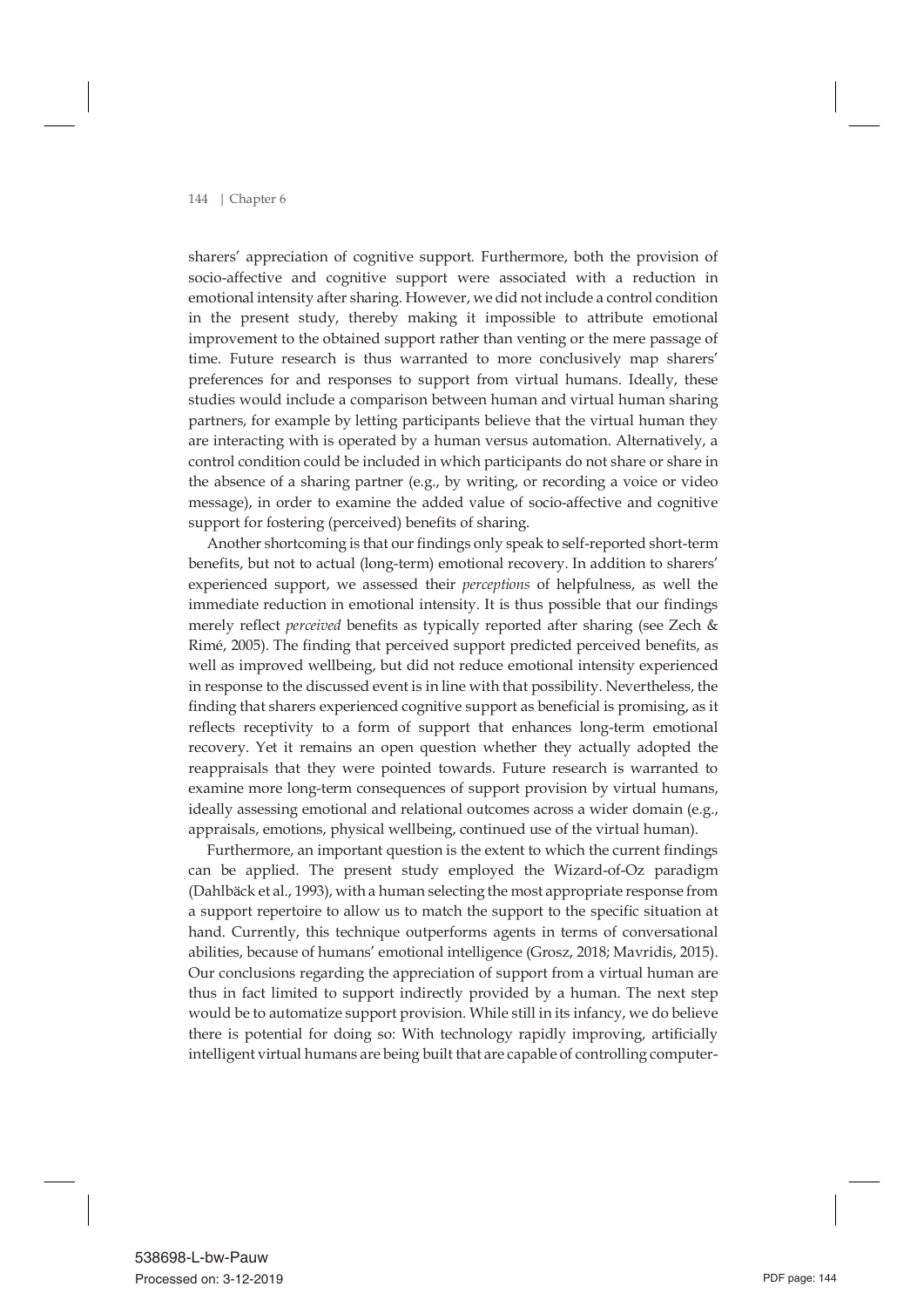sharers' appreciation of cognitive support. Furthermore, both the provision of socio-affective and cognitive support were associated with a reduction in emotional intensity after sharing. However, we did not include a control condition in the present study, thereby making it impossible to attribute emotional improvement to the obtained support rather than venting or the mere passage of time. Future research is thus warranted to more conclusively map sharers' preferences for and responses to support from virtual humans. Ideally, these studies would include a comparison between human and virtual human sharing partners, for example by letting participants believe that the virtual human they are interacting with is operated by a human versus automation. Alternatively, a control condition could be included in which participants do not share or share in the absence of a sharing partner (e.g., by writing, or recording a voice or video message), in order to examine the added value of socio-affective and cognitive support for fostering (perceived) benefits of sharing.

Another shortcoming is that our findings only speak to self-reported short-term benefits, but not to actual (long-term) emotional recovery. In addition to sharers' experienced support, we assessed their *perceptions* of helpfulness, as well the immediate reduction in emotional intensity. It is thus possible that our findings merely reflect *perceived* benefits as typically reported after sharing (see Zech & Rimé, 2005). The finding that perceived support predicted perceived benefits, as well as improved wellbeing, but did not reduce emotional intensity experienced in response to the discussed event is in line with that possibility. Nevertheless, the finding that sharers experienced cognitive support as beneficial is promising, as it reflects receptivity to a form of support that enhances long-term emotional recovery. Yet it remains an open question whether they actually adopted the reappraisals that they were pointed towards. Future research is warranted to examine more long-term consequences of support provision by virtual humans, ideally assessing emotional and relational outcomes across a wider domain (e.g., appraisals, emotions, physical wellbeing, continued use of the virtual human).

Furthermore, an important question is the extent to which the current findings can be applied. The present study employed the Wizard-of-Oz paradigm (Dahlbäck et al., 1993), with a human selecting the most appropriate response from a support repertoire to allow us to match the support to the specific situation at hand. Currently, this technique outperforms agents in terms of conversational abilities, because of humans' emotional intelligence (Grosz, 2018; Mavridis, 2015). Our conclusions regarding the appreciation of support from a virtual human are thus in fact limited to support indirectly provided by a human. The next step would be to automatize support provision. While still in its infancy, we do believe there is potential for doing so: With technology rapidly improving, artificially intelligent virtual humans are being built that are capable of controlling computer-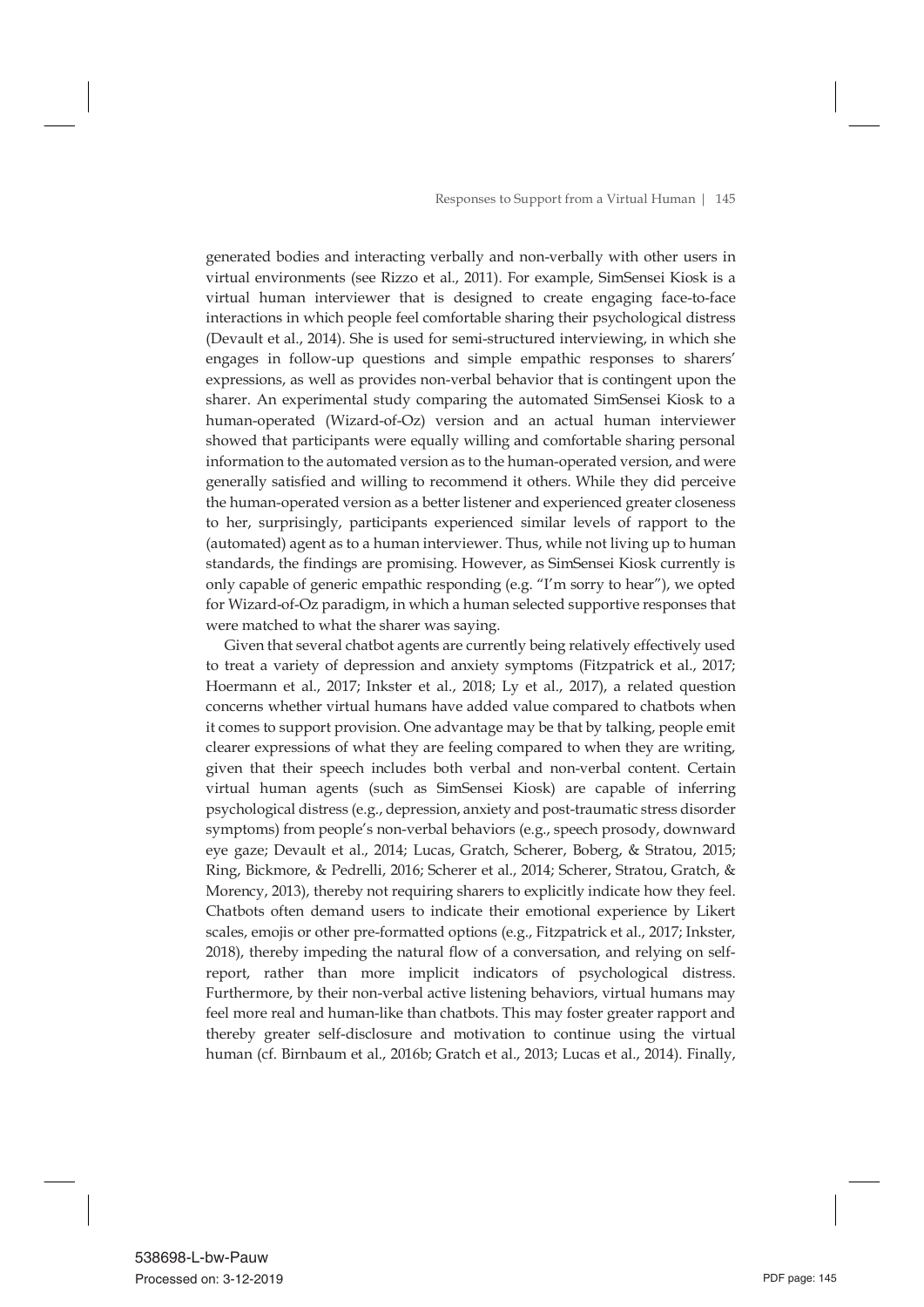generated bodies and interacting verbally and non-verbally with other users in virtual environments (see Rizzo et al., 2011). For example, SimSensei Kiosk is a virtual human interviewer that is designed to create engaging face-to-face interactions in which people feel comfortable sharing their psychological distress (Devault et al., 2014). She is used for semi-structured interviewing, in which she engages in follow-up questions and simple empathic responses to sharers' expressions, as well as provides non-verbal behavior that is contingent upon the sharer. An experimental study comparing the automated SimSensei Kiosk to a human-operated (Wizard-of-Oz) version and an actual human interviewer showed that participants were equally willing and comfortable sharing personal information to the automated version as to the human-operated version, and were generally satisfied and willing to recommend it others. While they did perceive the human-operated version as a better listener and experienced greater closeness to her, surprisingly, participants experienced similar levels of rapport to the (automated) agent as to a human interviewer. Thus, while not living up to human standards, the findings are promising. However, as SimSensei Kiosk currently is only capable of generic empathic responding (e.g. "I'm sorry to hear"), we opted for Wizard-of-Oz paradigm, in which a human selected supportive responses that were matched to what the sharer was saying.

Given that several chatbot agents are currently being relatively effectively used to treat a variety of depression and anxiety symptoms (Fitzpatrick et al., 2017; Hoermann et al., 2017; Inkster et al., 2018; Ly et al., 2017), a related question concerns whether virtual humans have added value compared to chatbots when it comes to support provision. One advantage may be that by talking, people emit clearer expressions of what they are feeling compared to when they are writing, given that their speech includes both verbal and non-verbal content. Certain virtual human agents (such as SimSensei Kiosk) are capable of inferring psychological distress (e.g., depression, anxiety and post-traumatic stress disorder symptoms) from people's non-verbal behaviors (e.g., speech prosody, downward eye gaze; Devault et al., 2014; Lucas, Gratch, Scherer, Boberg, & Stratou, 2015; Ring, Bickmore, & Pedrelli, 2016; Scherer et al., 2014; Scherer, Stratou, Gratch, & Morency, 2013), thereby not requiring sharers to explicitly indicate how they feel. Chatbots often demand users to indicate their emotional experience by Likert scales, emojis or other pre-formatted options (e.g., Fitzpatrick et al., 2017; Inkster, 2018), thereby impeding the natural flow of a conversation, and relying on self-report, rather than more implicit indicators of psychological distress. Furthermore, by their non-verbal active listening behaviors, virtual humans may feel more real and human-like than chatbots. This may foster greater rapport and thereby greater self-disclosure and motivation to continue using the virtual human (cf. Birnbaum et al., 2016b; Gratch et al., 2013; Lucas et al., 2014). Finally,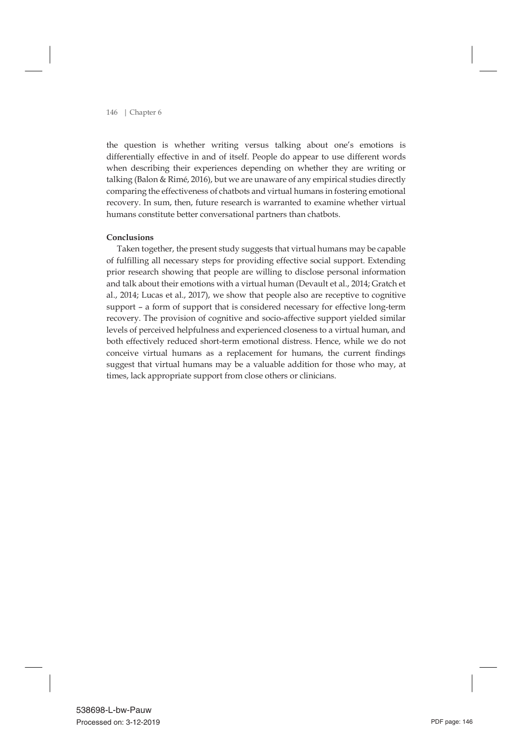the question is whether writing versus talking about one's emotions is differentially effective in and of itself. People do appear to use different words when describing their experiences depending on whether they are writing or talking (Balon & Rimé, 2016), but we are unaware of any empirical studies directly comparing the effectiveness of chatbots and virtual humans in fostering emotional recovery. In sum, then, future research is warranted to examine whether virtual humans constitute better conversational partners than chatbots.

**Conclusions**

Taken together, the present study suggests that virtual humans may be capable of fulfilling all necessary steps for providing effective social support. Extending prior research showing that people are willing to disclose personal information and talk about their emotions with a virtual human (Devault et al., 2014; Gratch et al., 2014; Lucas et al., 2017), we show that people also are receptive to cognitive support – a form of support that is considered necessary for effective long-term recovery. The provision of cognitive and socio-affective support yielded similar levels of perceived helpfulness and experienced closeness to a virtual human, and both effectively reduced short-term emotional distress. Hence, while we do not conceive virtual humans as a replacement for humans, the current findings suggest that virtual humans may be a valuable addition for those who may, at times, lack appropriate support from close others or clinicians.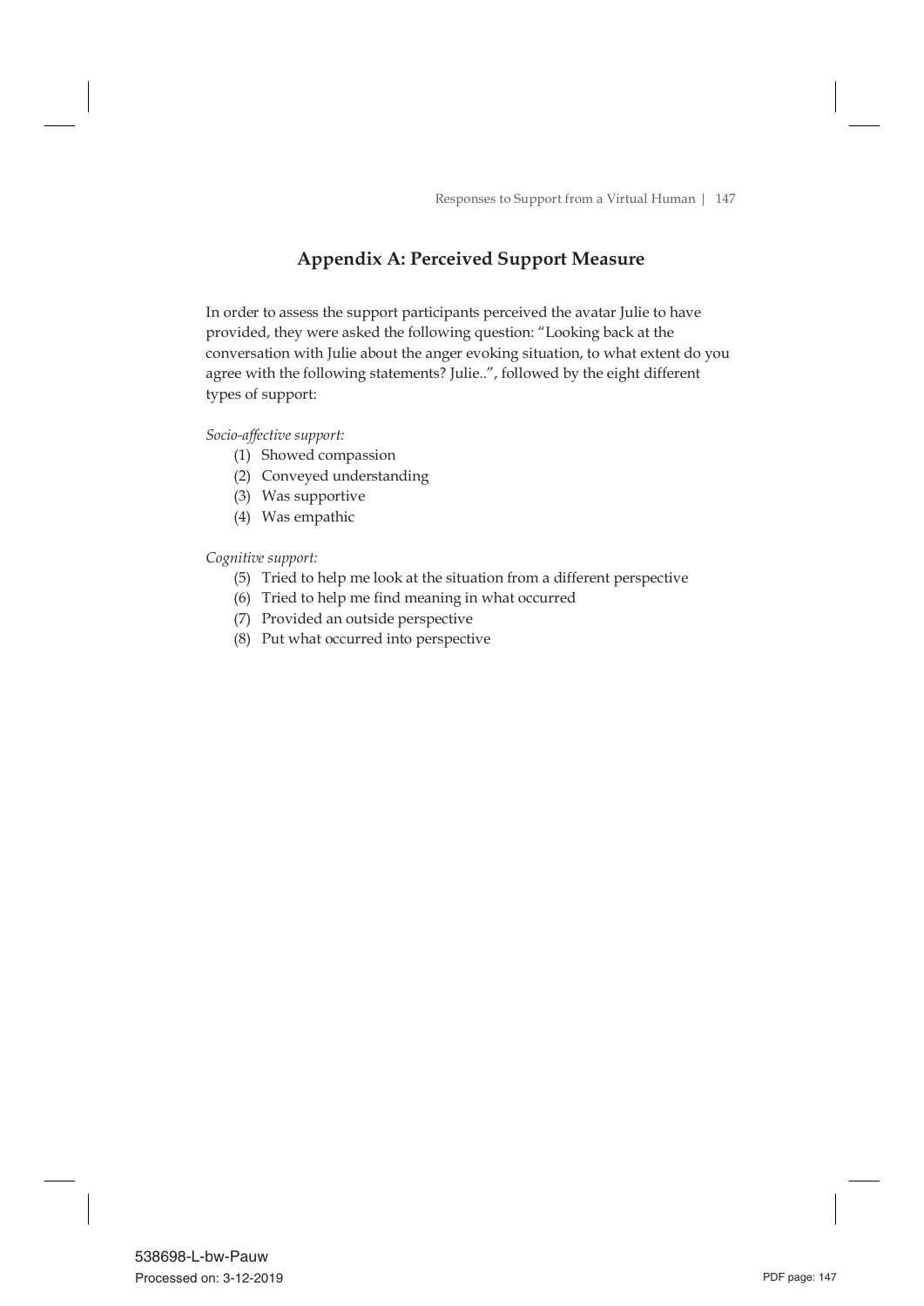## Appendix A: Perceived Support Measure

In order to assess the support participants perceived the avatar Julie to have provided, they were asked the following question: “Looking back at the conversation with Julie about the anger evoking situation, to what extent do you agree with the following statements? Julie..”, followed by the eight different types of support:

*Socio-affective support:*

(1) Showed compassion
(2) Conveyed understanding
(3) Was supportive
(4) Was empathic

*Cognitive support:*

(5) Tried to help me look at the situation from a different perspective
(6) Tried to help me find meaning in what occurred
(7) Provided an outside perspective
(8) Put what occurred into perspective